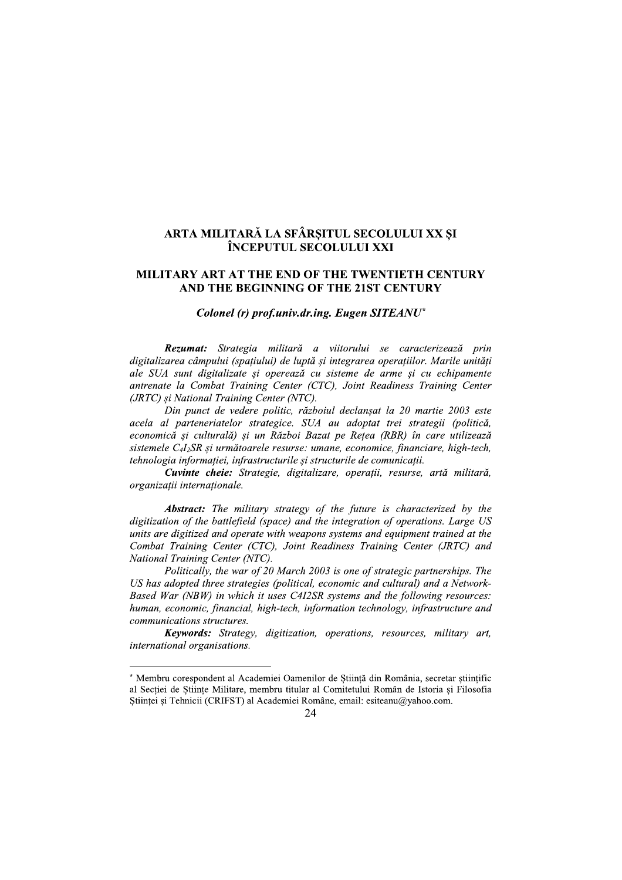# ARTA MILITARĂ LA SFÂRȘITUL SECOLULUI XX ȘI ÎNCEPUTUL SECOLULUI XXI

# MILITARY ART AT THE END OF THE TWENTIETH CENTURY AND THE BEGINNING OF THE 21ST CENTURY

***Colonel (r) prof.univ.dr.ing. Eugen SITEANU****

***Rezumat:*** *Strategia militară a viitorului se caracterizează prin digitalizarea câmpului (spațiului) de luptă și integrarea operațiilor. Marile unități ale SUA sunt digitalizate și operează cu sisteme de arme și cu echipamente antrenate la Combat Training Center (CTC), Joint Readiness Training Center (JRTC) și National Training Center (NTC).*

*Din punct de vedere politic, războiul declanșat la 20 martie 2003 este acela al parteneriatelor strategice. SUA au adoptat trei strategii (politică, economică și culturală) și un Război Bazat pe Rețea (RBR) în care utilizează sistemele $C_4I_2SR$ și următoarele resurse: umane, economice, financiare, high-tech, tehnologia informației, infrastructurile și structurile de comunicații.*

***Cuvinte cheie:*** *Strategie, digitalizare, operații, resurse, artă militară, organizații internaționale.*

***Abstract:*** *The military strategy of the future is characterized by the digitization of the battlefield (space) and the integration of operations. Large US units are digitized and operate with weapons systems and equipment trained at the Combat Training Center (CTC), Joint Readiness Training Center (JRTC) and National Training Center (NTC).*

*Politically, the war of 20 March 2003 is one of strategic partnerships. The US has adopted three strategies (political, economic and cultural) and a Network-Based War (NBW) in which it uses C4I2SR systems and the following resources: human, economic, financial, high-tech, information technology, infrastructure and communications structures.*

***Keywords:*** *Strategy, digitization, operations, resources, military art, international organisations.*

---

\* Membru corespondent al Academiei Oamenilor de Știință din România, secretar științific al Secției de Științe Militare, membru titular al Comitetului Român de Istoria și Filosofia Științei și Tehnicii (CRIFST) al Academiei Române, email: esiteanu@yahoo.com.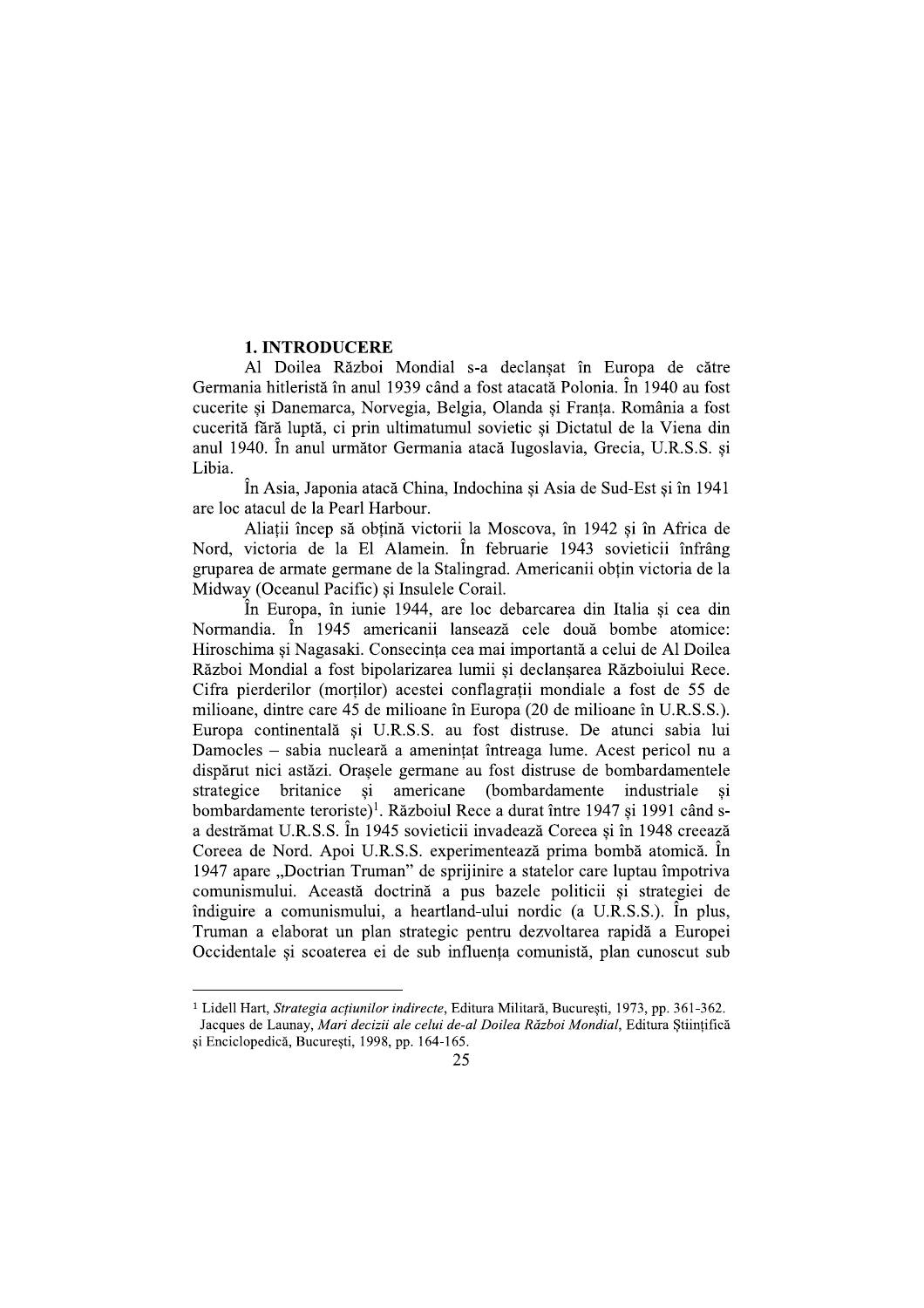## 1. INTRODUCERE

Al Doilea Război Mondial s-a declanșat în Europa de către Germania hitleristă în anul 1939 când a fost atacată Polonia. În 1940 au fost cucerite și Danemarca, Norvegia, Belgia, Olanda și Franța. România a fost cucerită fără luptă, ci prin ultimatumul sovietic și Dictatul de la Viena din anul 1940. În anul următor Germania atacă Iugoslavia, Grecia, U.R.S.S. și Libia.

În Asia, Japonia atacă China, Indochina și Asia de Sud-Est și în 1941 are loc atacul de la Pearl Harbour.

Aliații încep să obțină victorii la Moscova, în 1942 și în Africa de Nord, victoria de la El Alamein. În februarie 1943 sovieticii înfrâng gruparea de armate germane de la Stalingrad. Americanii obțin victoria de la Midway (Oceanul Pacific) și Insulele Corail.

În Europa, în iunie 1944, are loc debarcarea din Italia și cea din Normandia. În 1945 americanii lansează cele două bombe atomice: Hiroschima și Nagasaki. Consecința cea mai importantă a celui de Al Doilea Război Mondial a fost bipolarizarea lumii și declanșarea Războiului Rece. Cifra pierderilor (morților) acestei conflagrații mondiale a fost de 55 de milioane, dintre care 45 de milioane în Europa (20 de milioane în U.R.S.S.). Europa continentală și U.R.S.S. au fost distruse. De atunci sabia lui Damocles – sabia nucleară a amenințat întreaga lume. Acest pericol nu a dispărut nici astăzi. Orașele germane au fost distruse de bombardamentele strategice britanice și americane (bombardamente industriale și bombardamente teroriste)[1]. Războiul Rece a durat între 1947 și 1991 când s-a destrămat U.R.S.S. În 1945 sovieticii invadează Coreea și în 1948 creează Coreea de Nord. Apoi U.R.S.S. experimentează prima bombă atomică. În 1947 apare „Doctrian Truman" de sprijinire a statelor care luptau împotriva comunismului. Această doctrină a pus bazele politicii și strategiei de îndiguire a comunismului, a heartland-ului nordic (a U.R.S.S.). În plus, Truman a elaborat un plan strategic pentru dezvoltarea rapidă a Europei Occidentale și scoaterea ei de sub influența comunistă, plan cunoscut sub

---

[1] Lidell Hart, *Strategia acțiunilor indirecte*, Editura Militară, București, 1973, pp. 361-362.
Jacques de Launay, *Mari decizii ale celui de-al Doilea Război Mondial*, Editura Științifică și Enciclopedică, București, 1998, pp. 164-165.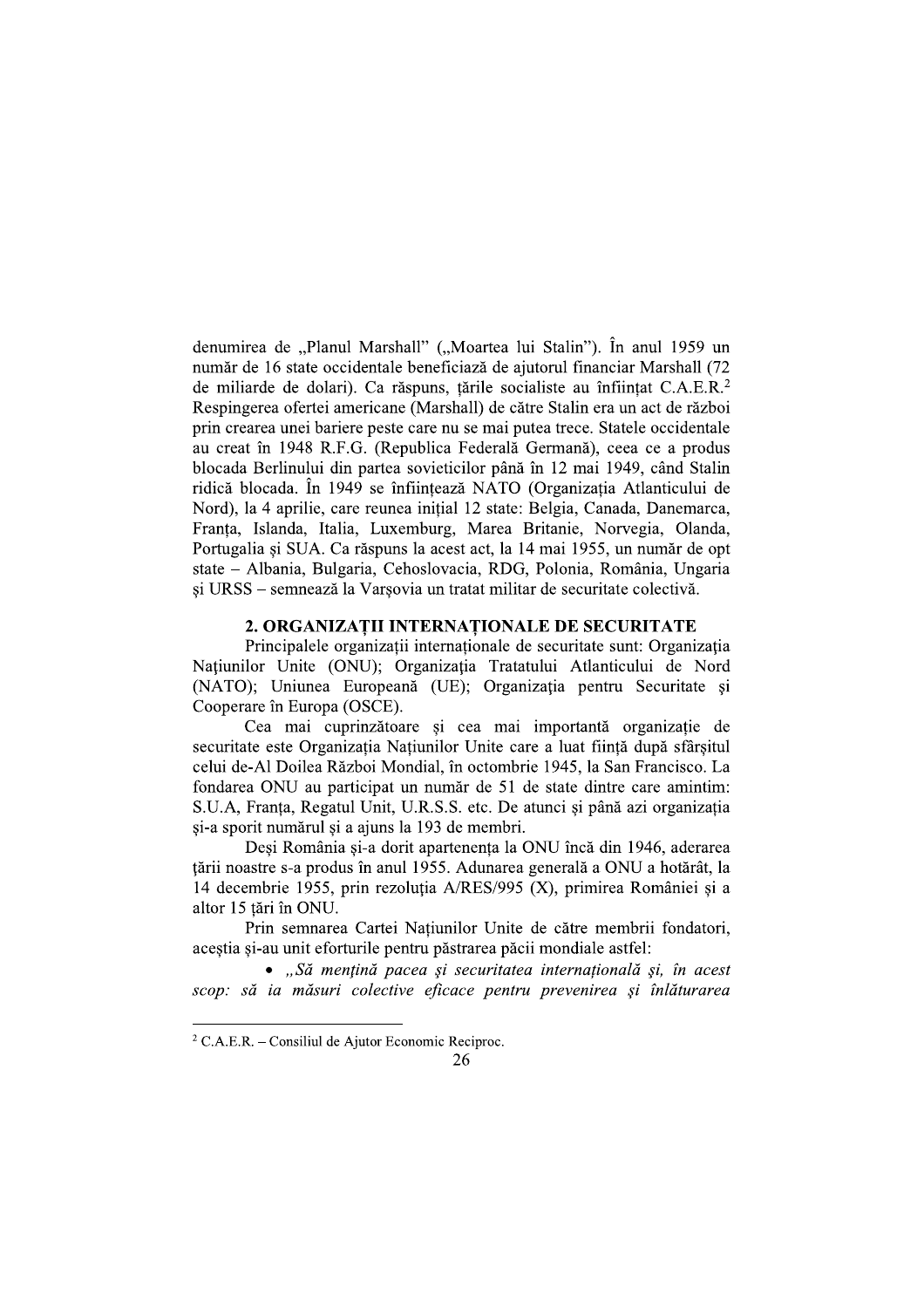denumirea de „Planul Marshall" („Moartea lui Stalin"). În anul 1959 un număr de 16 state occidentale beneficiază de ajutorul financiar Marshall (72 de miliarde de dolari). Ca răspuns, țările socialiste au înființat C.A.E.R.[2] Respingerea ofertei americane (Marshall) de către Stalin era un act de război prin crearea unei bariere peste care nu se mai putea trece. Statele occidentale au creat în 1948 R.F.G. (Republica Federală Germană), ceea ce a produs blocada Berlinului din partea sovieticilor până în 12 mai 1949, când Stalin ridică blocada. În 1949 se înființează NATO (Organizația Atlanticului de Nord), la 4 aprilie, care reunea inițial 12 state: Belgia, Canada, Danemarca, Franța, Islanda, Italia, Luxemburg, Marea Britanie, Norvegia, Olanda, Portugalia și SUA. Ca răspuns la acest act, la 14 mai 1955, un număr de opt state – Albania, Bulgaria, Cehoslovacia, RDG, Polonia, România, Ungaria și URSS – semnează la Varșovia un tratat militar de securitate colectivă.

## 2. ORGANIZAȚII INTERNAȚIONALE DE SECURITATE

Principalele organizații internaționale de securitate sunt: Organizația Națiunilor Unite (ONU); Organizația Tratatului Atlanticului de Nord (NATO); Uniunea Europeană (UE); Organizația pentru Securitate și Cooperare în Europa (OSCE).

Cea mai cuprinzătoare și cea mai importantă organizație de securitate este Organizația Națiunilor Unite care a luat ființă după sfârșitul celui de-Al Doilea Război Mondial, în octombrie 1945, la San Francisco. La fondarea ONU au participat un număr de 51 de state dintre care amintim: S.U.A, Franța, Regatul Unit, U.R.S.S. etc. De atunci și până azi organizația și-a sporit numărul și a ajuns la 193 de membri.

Deși România și-a dorit apartenența la ONU încă din 1946, aderarea țării noastre s-a produs în anul 1955. Adunarea generală a ONU a hotărât, la 14 decembrie 1955, prin rezoluția A/RES/995 (X), primirea României și a altor 15 țări în ONU.

Prin semnarea Cartei Națiunilor Unite de către membrii fondatori, aceștia și-au unit eforturile pentru păstrarea păcii mondiale astfel:

- *„Să mențină pacea și securitatea internațională și, în acest scop: să ia măsuri colective eficace pentru prevenirea și înlăturarea*

---

[2] C.A.E.R. – Consiliul de Ajutor Economic Reciproc.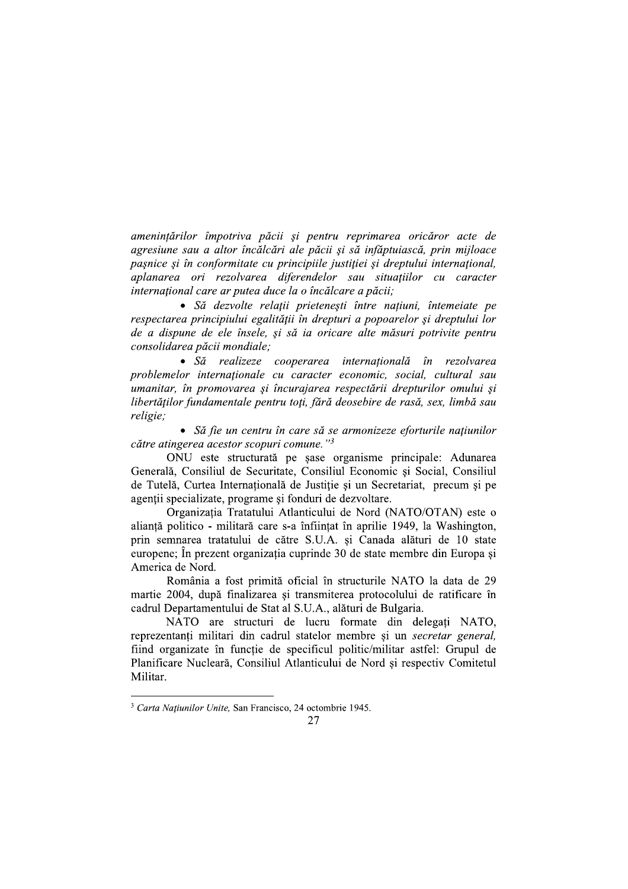*amenințărilor împotriva păcii și pentru reprimarea oricăror acte de agresiune sau a altor încălcări ale păcii și să înfăptuiască, prin mijloace pașnice și în conformitate cu principiile justiției și dreptului internațional, aplanarea ori rezolvarea diferendelor sau situațiilor cu caracter internațional care ar putea duce la o încălcare a păcii;*

- *Să dezvolte relații prietenești între națiuni, întemeiate pe respectarea principiului egalității în drepturi a popoarelor și dreptului lor de a dispune de ele însele, și să ia oricare alte măsuri potrivite pentru consolidarea păcii mondiale;*
- *Să realizeze cooperarea internațională în rezolvarea problemelor internaționale cu caracter economic, social, cultural sau umanitar, în promovarea și încurajarea respectării drepturilor omului și libertăților fundamentale pentru toți, fără deosebire de rasă, sex, limbă sau religie;*
- *Să fie un centru în care să se armonizeze eforturile națiunilor către atingerea acestor scopuri comune."*[3]

ONU este structurată pe șase organisme principale: Adunarea Generală, Consiliul de Securitate, Consiliul Economic și Social, Consiliul de Tutelă, Curtea Internațională de Justiție și un Secretariat, precum și pe agenții specializate, programe și fonduri de dezvoltare.

Organizația Tratatului Atlanticului de Nord (NATO/OTAN) este o alianță politico - militară care s-a înființat în aprilie 1949, la Washington, prin semnarea tratatului de către S.U.A. și Canada alături de 10 state europene; În prezent organizația cuprinde 30 de state membre din Europa și America de Nord.

România a fost primită oficial în structurile NATO la data de 29 martie 2004, după finalizarea și transmiterea protocolului de ratificare în cadrul Departamentului de Stat al S.U.A., alături de Bulgaria.

NATO are structuri de lucru formate din delegați NATO, reprezentanți militari din cadrul statelor membre și un *secretar general,* fiind organizate în funcție de specificul politic/militar astfel: Grupul de Planificare Nucleară, Consiliul Atlanticului de Nord și respectiv Comitetul Militar.

---

[3] *Carta Națiunilor Unite,* San Francisco, 24 octombrie 1945.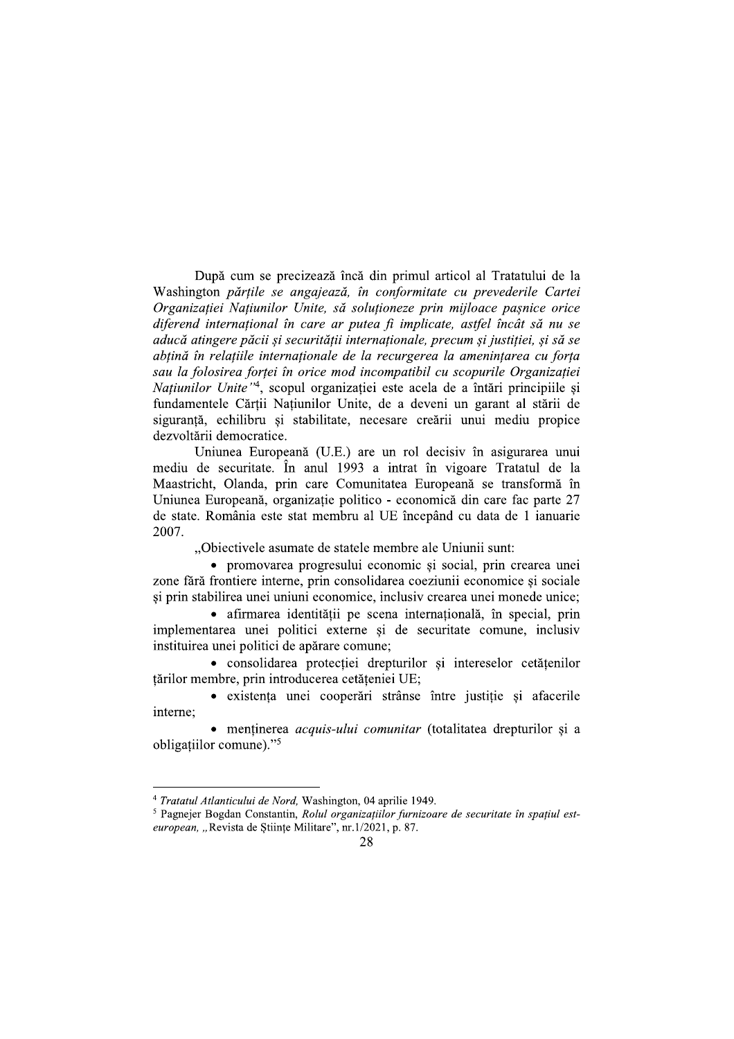După cum se precizează încă din primul articol al Tratatului de la Washington *părțile se angajează, în conformitate cu prevederile Cartei Organizației Națiunilor Unite, să soluționeze prin mijloace pașnice orice diferend internațional în care ar putea fi implicate, astfel încât să nu se aducă atingere păcii și securității internaționale, precum și justiției, și să se abțină în relațiile internaționale de la recurgerea la amenințarea cu forța sau la folosirea forței în orice mod incompatibil cu scopurile Organizației Națiunilor Unite"*[4], scopul organizației este acela de a întări principiile și fundamentele Cărții Națiunilor Unite, de a deveni un garant al stării de siguranță, echilibru și stabilitate, necesare creării unui mediu propice dezvoltării democratice.

Uniunea Europeană (U.E.) are un rol decisiv în asigurarea unui mediu de securitate. În anul 1993 a intrat în vigoare Tratatul de la Maastricht, Olanda, prin care Comunitatea Europeană se transformă în Uniunea Europeană, organizație politico - economică din care fac parte 27 de state. România este stat membru al UE începând cu data de 1 ianuarie 2007.

„Obiectivele asumate de statele membre ale Uniunii sunt:

- promovarea progresului economic și social, prin crearea unei zone fără frontiere interne, prin consolidarea coeziunii economice și sociale și prin stabilirea unei uniuni economice, inclusiv crearea unei monede unice;
- afirmarea identității pe scena internațională, în special, prin implementarea unei politici externe și de securitate comune, inclusiv instituirea unei politici de apărare comune;
- consolidarea protecției drepturilor și intereselor cetățenilor țărilor membre, prin introducerea cetățeniei UE;
- existența unei cooperări strânse între justiție și afacerile interne;
- menținerea *acquis-ului comunitar* (totalitatea drepturilor și a obligațiilor comune)."[5]

---

[4] *Tratatul Atlanticului de Nord*, Washington, 04 aprilie 1949.

[5] Pagnejer Bogdan Constantin, *Rolul organizațiilor furnizoare de securitate în spațiul est-european*, „Revista de Științe Militare", nr.1/2021, p. 87.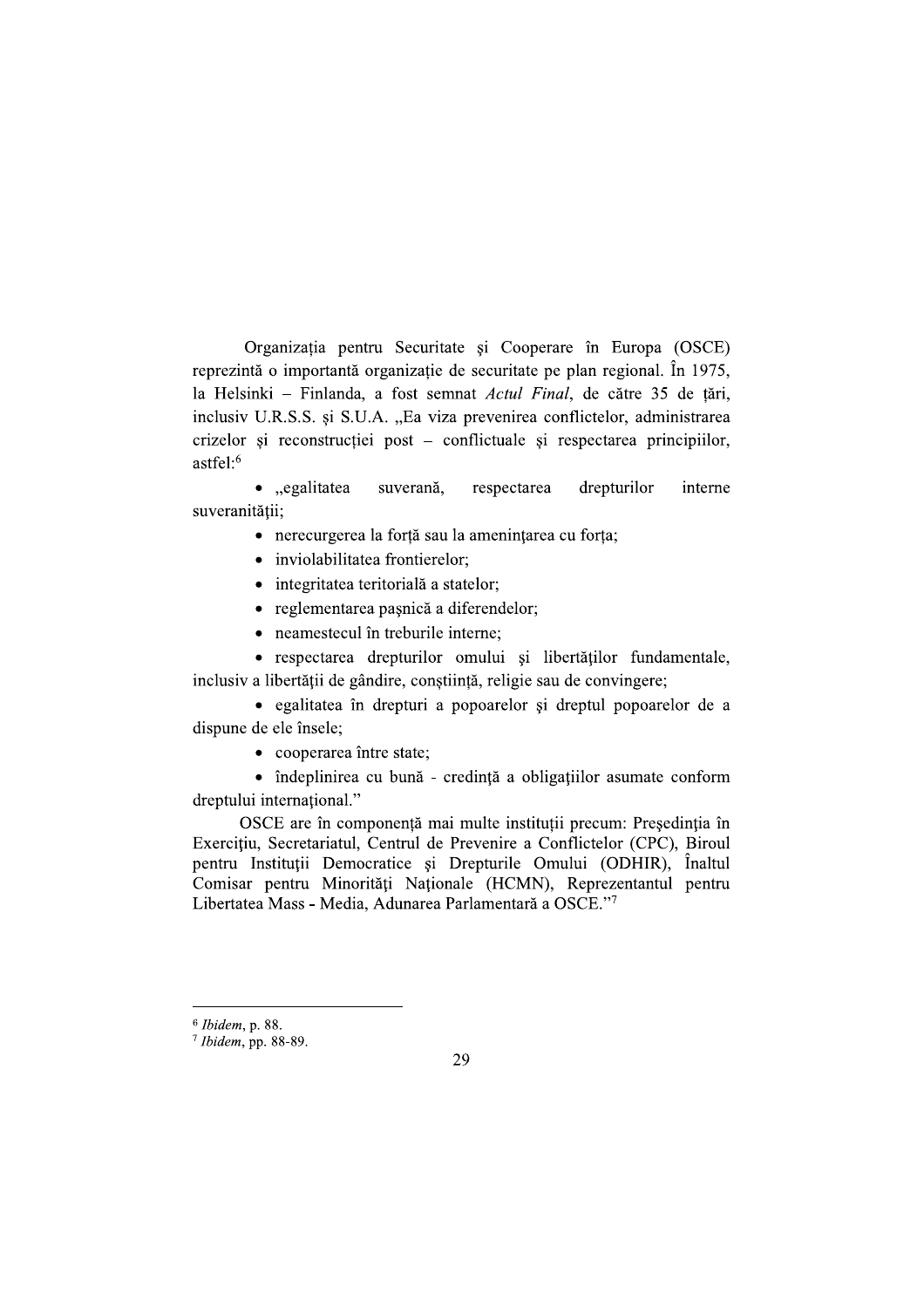Organizația pentru Securitate și Cooperare în Europa (OSCE) reprezintă o importantă organizație de securitate pe plan regional. În 1975, la Helsinki – Finlanda, a fost semnat *Actul Final*, de către 35 de țări, inclusiv U.R.S.S. și S.U.A. „Ea viza prevenirea conflictelor, administrarea crizelor și reconstrucției post – conflictuale și respectarea principiilor, astfel:[6]

- „egalitatea suverană, respectarea drepturilor interne suveranității;
- nerecurgerea la forță sau la amenințarea cu forța;
- inviolabilitatea frontierelor;
- integritatea teritorială a statelor;
- reglementarea pașnică a diferendelor;
- neamestecul în treburile interne;
- respectarea drepturilor omului și libertăților fundamentale, inclusiv a libertății de gândire, conștiință, religie sau de convingere;
- egalitatea în drepturi a popoarelor și dreptul popoarelor de a dispune de ele însele;
- cooperarea între state;
- îndeplinirea cu bună - credință a obligațiilor asumate conform dreptului internațional."

OSCE are în componență mai multe instituții precum: Președinția în Exercițiu, Secretariatul, Centrul de Prevenire a Conflictelor (CPC), Biroul pentru Instituții Democratice și Drepturile Omului (ODHIR), Înaltul Comisar pentru Minorități Naționale (HCMN), Reprezentantul pentru Libertatea Mass - Media, Adunarea Parlamentară a OSCE."[7]

---

[6] *Ibidem*, p. 88.

[7] *Ibidem*, pp. 88-89.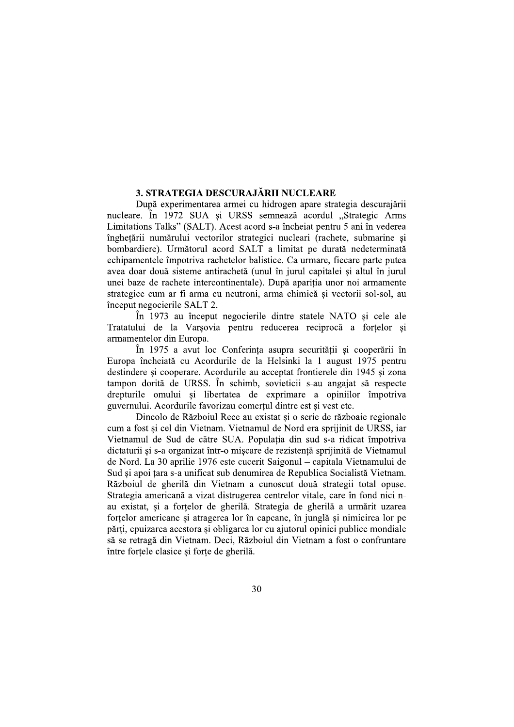### 3. STRATEGIA DESCURAJĂRII NUCLEARE

După experimentarea armei cu hidrogen apare strategia descurajării nucleare. În 1972 SUA și URSS semnează acordul „Strategic Arms Limitations Talks" (SALT). Acest acord s-a încheiat pentru 5 ani în vederea înghețării numărului vectorilor strategici nucleari (rachete, submarine și bombardiere). Următorul acord SALT a limitat pe durată nedeterminată echipamentele împotriva rachetelor balistice. Ca urmare, fiecare parte putea avea doar două sisteme antirachetă (unul în jurul capitalei și altul în jurul unei baze de rachete intercontinentale). După apariția unor noi armamente strategice cum ar fi arma cu neutroni, arma chimică și vectorii sol-sol, au început negocierile SALT 2.

În 1973 au început negocierile dintre statele NATO și cele ale Tratatului de la Varșovia pentru reducerea reciprocă a forțelor și armamentelor din Europa.

În 1975 a avut loc Conferința asupra securității și cooperării în Europa încheiată cu Acordurile de la Helsinki la 1 august 1975 pentru destindere și cooperare. Acordurile au acceptat frontierele din 1945 și zona tampon dorită de URSS. În schimb, sovieticii s-au angajat să respecte drepturile omului și libertatea de exprimare a opiniilor împotriva guvernului. Acordurile favorizau comerțul dintre est și vest etc.

Dincolo de Războiul Rece au existat și o serie de războaie regionale cum a fost și cel din Vietnam. Vietnamul de Nord era sprijinit de URSS, iar Vietnamul de Sud de către SUA. Populația din sud s-a ridicat împotriva dictaturii și s-a organizat într-o mișcare de rezistență sprijinită de Vietnamul de Nord. La 30 aprilie 1976 este cucerit Saigonul – capitala Vietnamului de Sud și apoi țara s-a unificat sub denumirea de Republica Socialistă Vietnam. Războiul de gherilă din Vietnam a cunoscut două strategii total opuse. Strategia americană a vizat distrugerea centrelor vitale, care în fond nici n-au existat, și a forțelor de gherilă. Strategia de gherilă a urmărit uzarea forțelor americane și atragerea lor în capcane, în junglă și nimicirea lor pe părți, epuizarea acestora și obligarea lor cu ajutorul opiniei publice mondiale să se retragă din Vietnam. Deci, Războiul din Vietnam a fost o confruntare între forțele clasice și forțe de gherilă.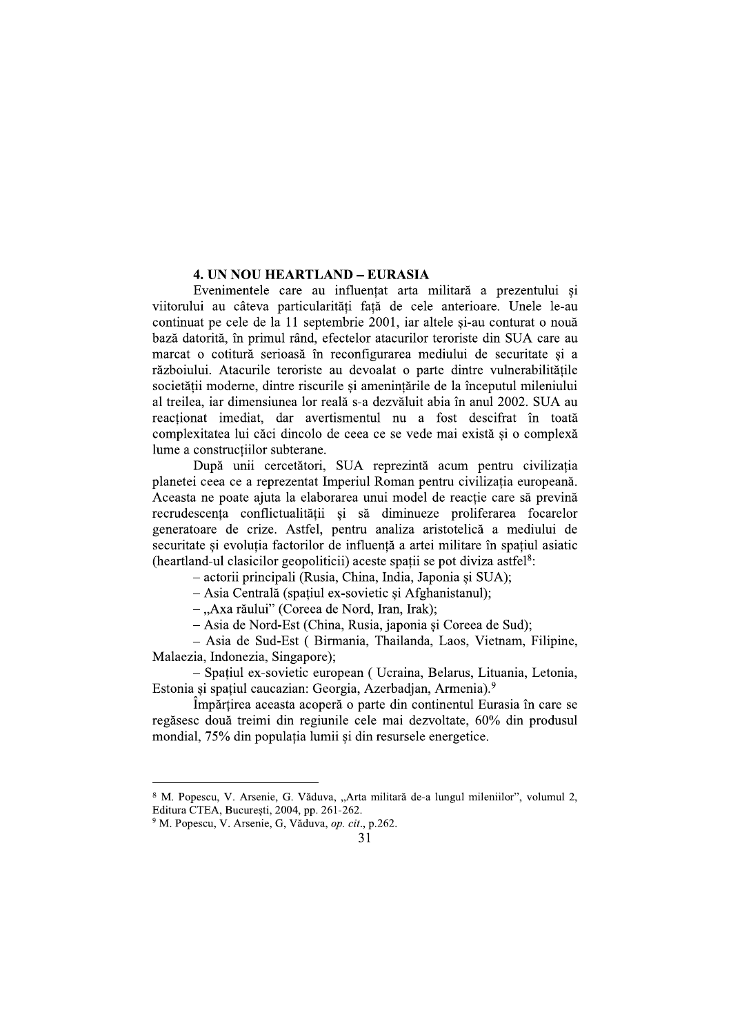## 4. UN NOU HEARTLAND – EURASIA

Evenimentele care au influențat arta militară a prezentului și viitorului au câteva particularități față de cele anterioare. Unele le-au continuat pe cele de la 11 septembrie 2001, iar altele și-au conturat o nouă bază datorită, în primul rând, efectelor atacurilor teroriste din SUA care au marcat o cotitură serioasă în reconfigurarea mediului de securitate și a războiului. Atacurile teroriste au devoalat o parte dintre vulnerabilitățile societății moderne, dintre riscurile și amenințările de la începutul mileniului al treilea, iar dimensiunea lor reală s-a dezvăluit abia în anul 2002. SUA au reacționat imediat, dar avertismentul nu a fost descifrat în toată complexitatea lui căci dincolo de ceea ce se vede mai există și o complexă lume a construcțiilor subterane.

După unii cercetători, SUA reprezintă acum pentru civilizația planetei ceea ce a reprezentat Imperiul Roman pentru civilizația europeană. Aceasta ne poate ajuta la elaborarea unui model de reacție care să prevină recrudescența conflictualității și să diminueze proliferarea focarelor generatoare de crize. Astfel, pentru analiza aristotelică a mediului de securitate și evoluția factorilor de influență a artei militare în spațiul asiatic (heartland-ul clasicilor geopoliticii) aceste spații se pot diviza astfel[8]:

– actorii principali (Rusia, China, India, Japonia și SUA);

– Asia Centrală (spațiul ex-sovietic și Afghanistanul);

– „Axa răului" (Coreea de Nord, Iran, Irak);

– Asia de Nord-Est (China, Rusia, japonia și Coreea de Sud);

– Asia de Sud-Est ( Birmania, Thailanda, Laos, Vietnam, Filipine, Malaezia, Indonezia, Singapore);

– Spațiul ex-sovietic european ( Ucraina, Belarus, Lituania, Letonia, Estonia și spațiul caucazian: Georgia, Azerbadjan, Armenia).[9]

Împărțirea aceasta acoperă o parte din continentul Eurasia în care se regăsesc două treimi din regiunile cele mai dezvoltate, 60% din produsul mondial, 75% din populația lumii și din resursele energetice.

---

[8] M. Popescu, V. Arsenie, G. Văduva, „Arta militară de-a lungul mileniilor", volumul 2, Editura CTEA, București, 2004, pp. 261-262.

[9] M. Popescu, V. Arsenie, G, Văduva, *op. cit*., p.262.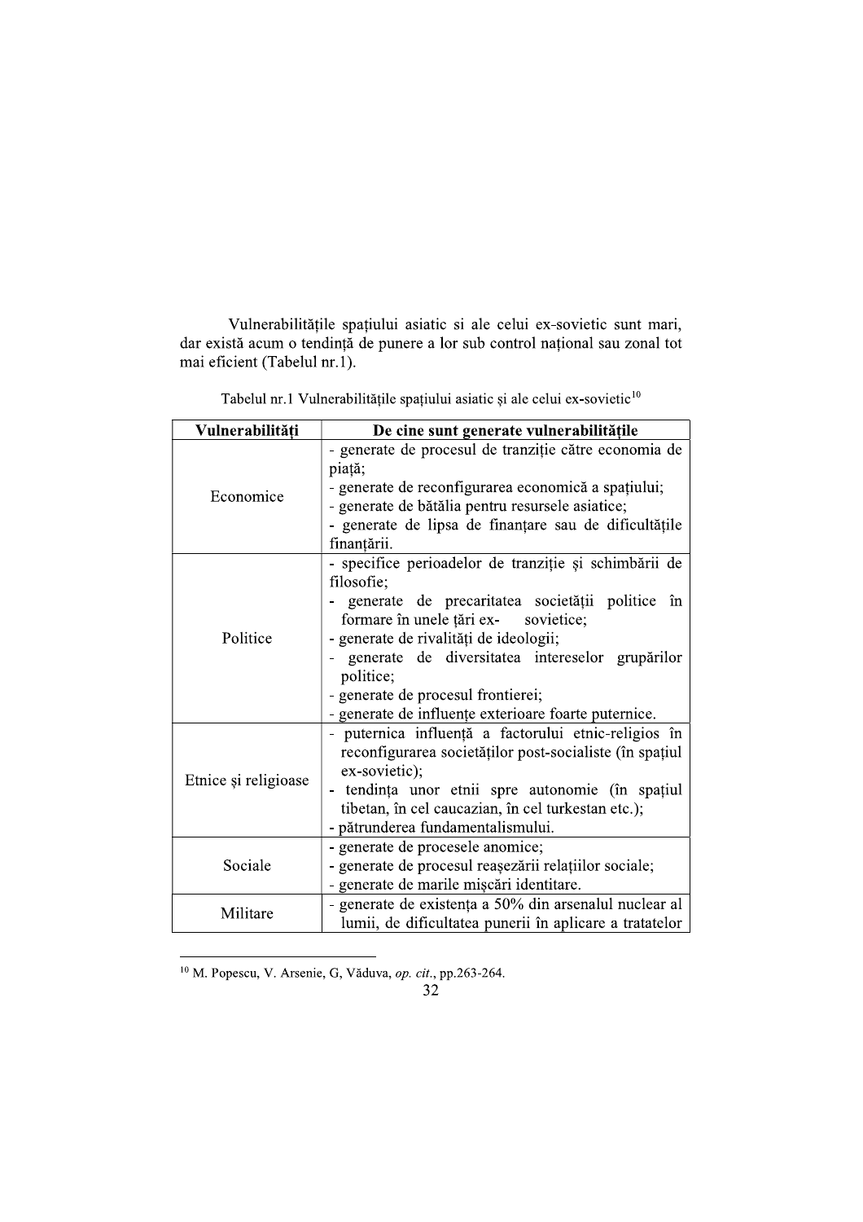Vulnerabilitățile spațiului asiatic si ale celui ex-sovietic sunt mari, dar există acum o tendință de punere a lor sub control național sau zonal tot mai eficient (Tabelul nr.1).

Tabelul nr.1 Vulnerabilitățile spațiului asiatic și ale celui ex-sovietic[10]

| Vulnerabilități | De cine sunt generate vulnerabilitățile |
|---|---|
| Economice | - generate de procesul de tranziție către economia de piață;<br>- generate de reconfigurarea economică a spațiului;<br>- generate de bătălia pentru resursele asiatice;<br>- generate de lipsa de finanțare sau de dificultățile finanțării. |
| Politice | - specifice perioadelor de tranziție și schimbării de filosofie;<br>- generate de precaritatea societății politice în formare în unele țări ex- sovietice;<br>- generate de rivalități de ideologii;<br>- generate de diversitatea intereselor grupărilor politice;<br>- generate de procesul frontierei;<br>- generate de influențe exterioare foarte puternice. |
| Etnice și religioase | - puternica influență a factorului etnic-religios în reconfigurarea societăților post-socialiste (în spațiul ex-sovietic);<br>- tendința unor etnii spre autonomie (în spațiul tibetan, în cel caucazian, în cel turkestan etc.);<br>- pătrunderea fundamentalismului. |
| Sociale | - generate de procesele anomice;<br>- generate de procesul reașezării relațiilor sociale;<br>- generate de marile mișcări identitare. |
| Militare | - generate de existența a 50% din arsenalul nuclear al lumii, de dificultatea punerii în aplicare a tratatelor |

[10] M. Popescu, V. Arsenie, G, Văduva, *op. cit.*, pp.263-264.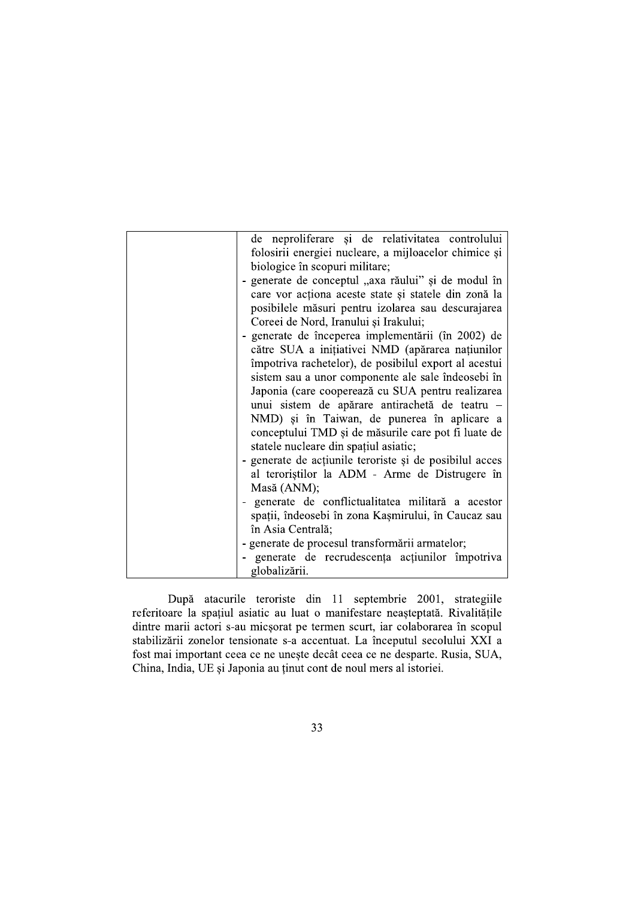| | |
|---|---|
| | de neproliferare și de relativitatea controlului folosirii energiei nucleare, a mijloacelor chimice și biologice în scopuri militare;<br>- generate de conceptul „axa răului" și de modul în care vor acționa aceste state și statele din zonă la posibilele măsuri pentru izolarea sau descurajarea Coreei de Nord, Iranului și Irakului;<br>- generate de începerea implementării (în 2002) de către SUA a inițiativei NMD (apărarea națiunilor împotriva rachetelor), de posibilul export al acestui sistem sau a unor componente ale sale îndeosebi în Japonia (care cooperează cu SUA pentru realizarea unui sistem de apărare antirachetă de teatru – NMD) și în Taiwan, de punerea în aplicare a conceptului TMD și de măsurile care pot fi luate de statele nucleare din spațiul asiatic;<br>- generate de acțiunile teroriste și de posibilul acces al teroriștilor la ADM - Arme de Distrugere în Masă (ANM);<br>- generate de conflictualitatea militară a acestor spații, îndeosebi în zona Kașmirului, în Caucaz sau în Asia Centrală;<br>- generate de procesul transformării armatelor;<br>- generate de recrudescența acțiunilor împotriva globalizării. |

După atacurile teroriste din 11 septembrie 2001, strategiile referitoare la spațiul asiatic au luat o manifestare neașteptată. Rivalitățile dintre marii actori s-au micșorat pe termen scurt, iar colaborarea în scopul stabilizării zonelor tensionate s-a accentuat. La începutul secolului XXI a fost mai important ceea ce ne unește decât ceea ce ne desparte. Rusia, SUA, China, India, UE și Japonia au ținut cont de noul mers al istoriei.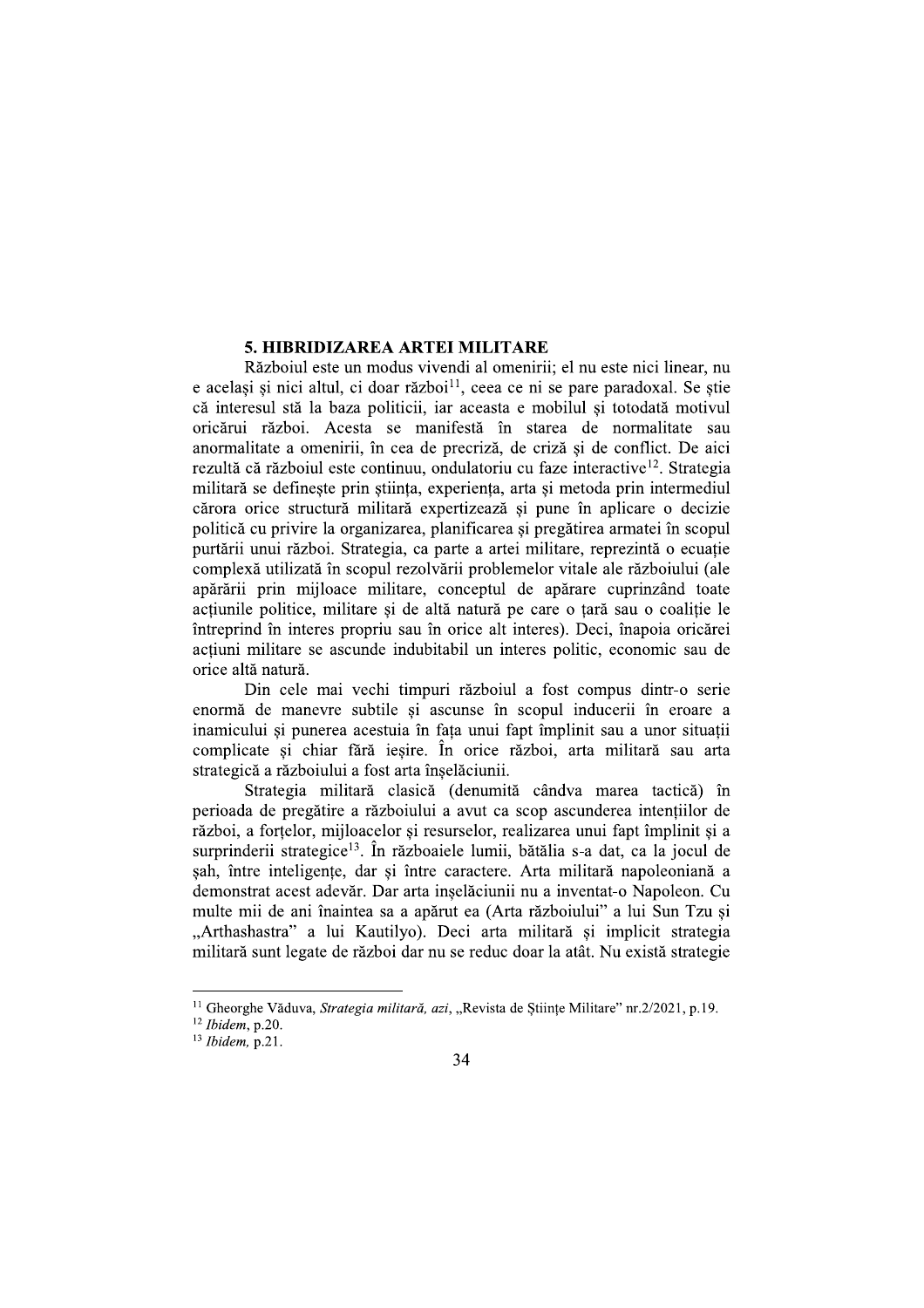## 5. HIBRIDIZAREA ARTEI MILITARE

Războiul este un modus vivendi al omenirii; el nu este nici linear, nu e același și nici altul, ci doar război[11], ceea ce ni se pare paradoxal. Se știe că interesul stă la baza politicii, iar aceasta e mobilul și totodată motivul oricărui război. Acesta se manifestă în starea de normalitate sau anormalitate a omenirii, în cea de precriză, de criză și de conflict. De aici rezultă că războiul este continuu, ondulatoriu cu faze interactive[12]. Strategia militară se definește prin știința, experiența, arta și metoda prin intermediul cărora orice structură militară expertizează și pune în aplicare o decizie politică cu privire la organizarea, planificarea și pregătirea armatei în scopul purtării unui război. Strategia, ca parte a artei militare, reprezintă o ecuație complexă utilizată în scopul rezolvării problemelor vitale ale războiului (ale apărării prin mijloace militare, conceptul de apărare cuprinzând toate acțiunile politice, militare și de altă natură pe care o țară sau o coaliție le întreprind în interes propriu sau în orice alt interes). Deci, înapoia oricărei acțiuni militare se ascunde indubitabil un interes politic, economic sau de orice altă natură.

Din cele mai vechi timpuri războiul a fost compus dintr-o serie enormă de manevre subtile și ascunse în scopul inducerii în eroare a inamicului și punerea acestuia în fața unui fapt împlinit sau a unor situații complicate și chiar fără ieșire. În orice război, arta militară sau arta strategică a războiului a fost arta înșelăciunii.

Strategia militară clasică (denumită cândva marea tactică) în perioada de pregătire a războiului a avut ca scop ascunderea intențiilor de război, a forțelor, mijloacelor și resurselor, realizarea unui fapt împlinit și a surprinderii strategice[13]. În războaiele lumii, bătălia s-a dat, ca la jocul de șah, între inteligențe, dar și între caractere. Arta militară napoleoniană a demonstrat acest adevăr. Dar arta inșelăciunii nu a inventat-o Napoleon. Cu multe mii de ani înaintea sa a apărut ea (Arta războiului" a lui Sun Tzu și „Arthashastra" a lui Kautilyo). Deci arta militară și implicit strategia militară sunt legate de război dar nu se reduc doar la atât. Nu există strategie

---

[11] Gheorghe Văduva, *Strategia militară, azi*, „Revista de Științe Militare" nr.2/2021, p.19.

[12] *Ibidem*, p.20.

[13] *Ibidem*, p.21.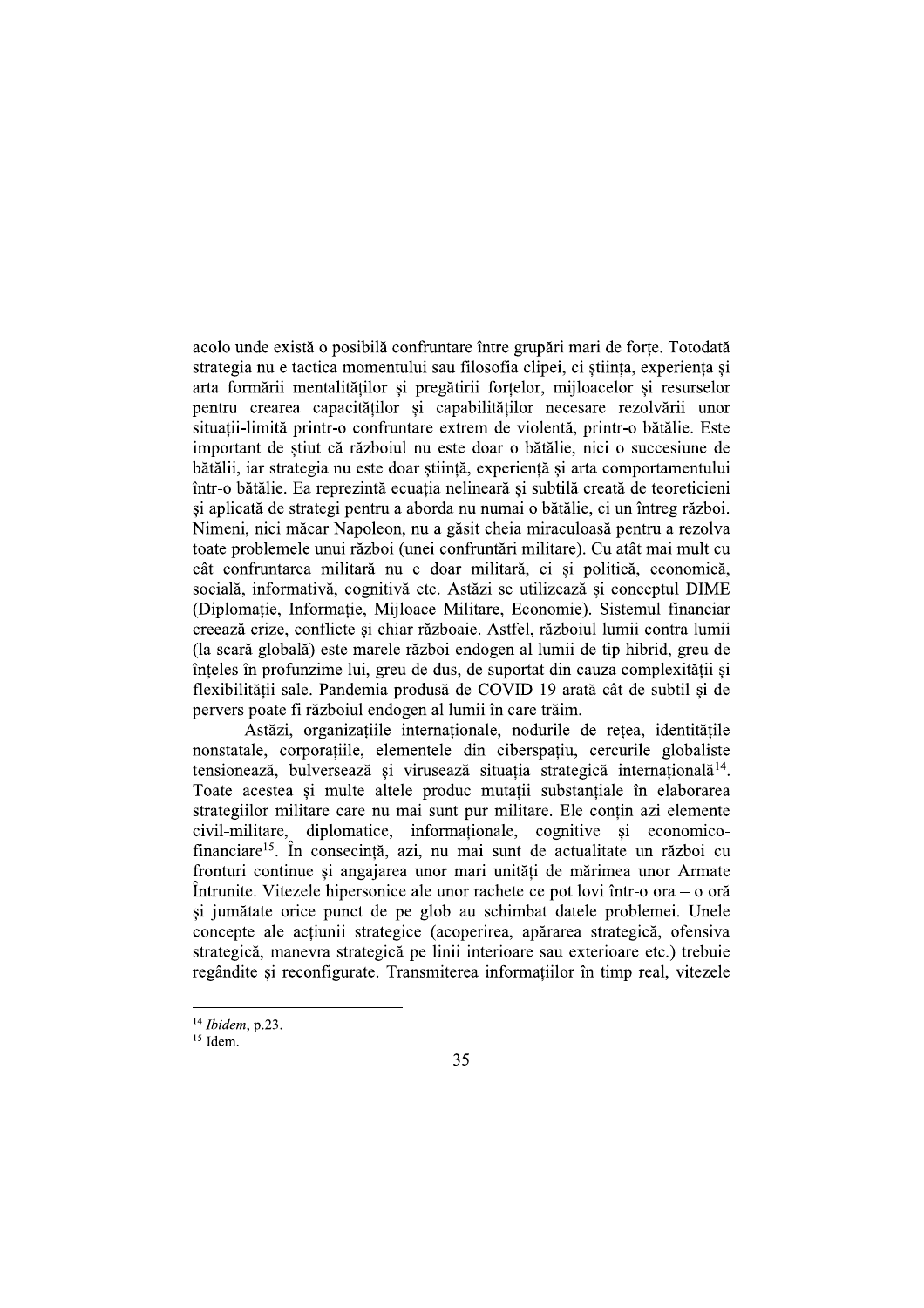acolo unde există o posibilă confruntare între grupări mari de forțe. Totodată strategia nu e tactica momentului sau filosofia clipei, ci știința, experiența și arta formării mentalităților și pregătirii forțelor, mijloacelor și resurselor pentru crearea capacităților și capabilităților necesare rezolvării unor situații-limită printr-o confruntare extrem de violentă, printr-o bătălie. Este important de știut că războiul nu este doar o bătălie, nici o succesiune de bătălii, iar strategia nu este doar știință, experiență și arta comportamentului într-o bătălie. Ea reprezintă ecuația nelineară și subtilă creată de teoreticieni și aplicată de strategi pentru a aborda nu numai o bătălie, ci un întreg război. Nimeni, nici măcar Napoleon, nu a găsit cheia miraculoasă pentru a rezolva toate problemele unui război (unei confruntări militare). Cu atât mai mult cu cât confruntarea militară nu e doar militară, ci și politică, economică, socială, informativă, cognitivă etc. Astăzi se utilizează și conceptul DIME (Diplomație, Informație, Mijloace Militare, Economie). Sistemul financiar creează crize, conflicte și chiar războaie. Astfel, războiul lumii contra lumii (la scară globală) este marele război endogen al lumii de tip hibrid, greu de înțeles în profunzime lui, greu de dus, de suportat din cauza complexității și flexibilității sale. Pandemia produsă de COVID-19 arată cât de subtil și de pervers poate fi războiul endogen al lumii în care trăim.

Astăzi, organizațiile internaționale, nodurile de rețea, identitățile nonstatale, corporațiile, elementele din ciberspațiu, cercurile globaliste tensionează, bulversează și virusează situația strategică internațională[14]. Toate acestea și multe altele produc mutații substanțiale în elaborarea strategiilor militare care nu mai sunt pur militare. Ele conțin azi elemente civil-militare, diplomatice, informaționale, cognitive și economico-financiare[15]. În consecință, azi, nu mai sunt de actualitate un război cu fronturi continue și angajarea unor mari unități de mărimea unor Armate Întrunite. Vitezele hipersonice ale unor rachete ce pot lovi într-o ora – o oră și jumătate orice punct de pe glob au schimbat datele problemei. Unele concepte ale acțiunii strategice (acoperirea, apărarea strategică, ofensiva strategică, manevra strategică pe linii interioare sau exterioare etc.) trebuie regândite și reconfigurate. Transmiterea informațiilor în timp real, vitezele

---

[14] *Ibidem*, p.23.

[15] Idem.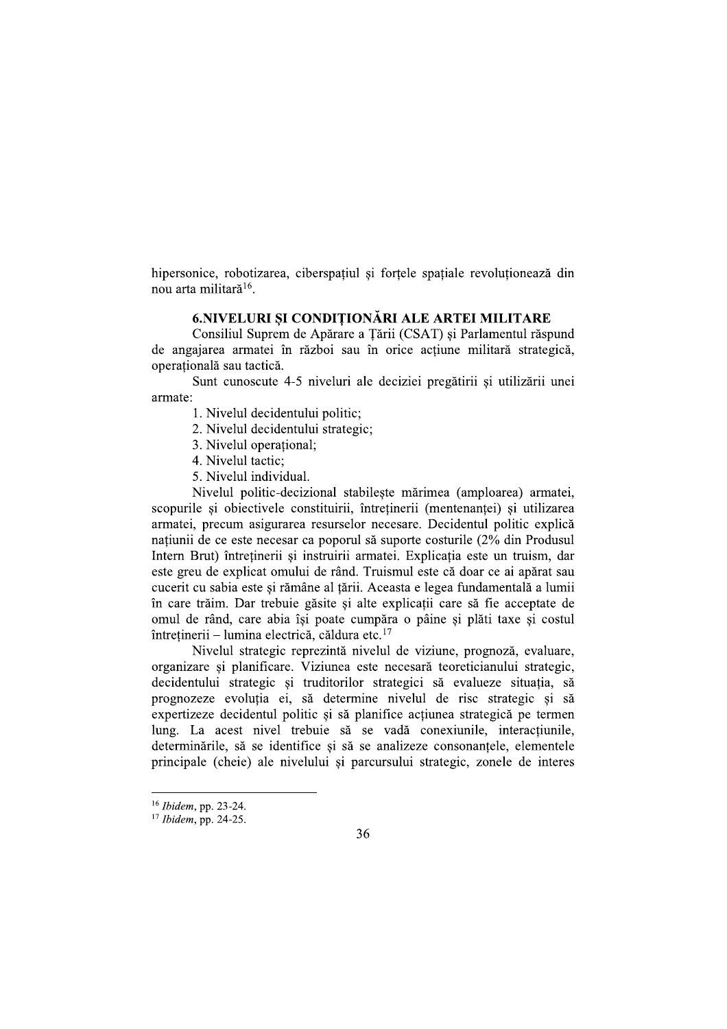hipersonice, robotizarea, ciberspațiul și forțele spațiale revoluționează din nou arta militară[16].

## 6.NIVELURI ȘI CONDIȚIONĂRI ALE ARTEI MILITARE

Consiliul Suprem de Apărare a Țării (CSAT) și Parlamentul răspund de angajarea armatei în război sau în orice acțiune militară strategică, operațională sau tactică.

Sunt cunoscute 4-5 niveluri ale deciziei pregătirii și utilizării unei armate:

1. Nivelul decidentului politic;
2. Nivelul decidentului strategic;
3. Nivelul operațional;
4. Nivelul tactic;
5. Nivelul individual.

Nivelul politic-decizional stabilește mărimea (amploarea) armatei, scopurile și obiectivele constituirii, întreținerii (mentenanței) și utilizarea armatei, precum asigurarea resurselor necesare. Decidentul politic explică națiunii de ce este necesar ca poporul să suporte costurile (2% din Produsul Intern Brut) întreținerii și instruirii armatei. Explicația este un truism, dar este greu de explicat omului de rând. Truismul este că doar ce ai apărat sau cucerit cu sabia este și rămâne al țării. Aceasta e legea fundamentală a lumii în care trăim. Dar trebuie găsite și alte explicații care să fie acceptate de omul de rând, care abia își poate cumpăra o pâine și plăti taxe și costul întreținerii – lumina electrică, căldura etc.[17]

Nivelul strategic reprezintă nivelul de viziune, prognoză, evaluare, organizare și planificare. Viziunea este necesară teoreticianului strategic, decidentului strategic și truditorilor strategici să evalueze situația, să prognozeze evoluția ei, să determine nivelul de risc strategic și să expertizeze decidentul politic și să planifice acțiunea strategică pe termen lung. La acest nivel trebuie să se vadă conexiunile, interacțiunile, determinările, să se identifice și să se analizeze consonanțele, elementele principale (cheie) ale nivelului și parcursului strategic, zonele de interes

---

[16] *Ibidem*, pp. 23-24.

[17] *Ibidem*, pp. 24-25.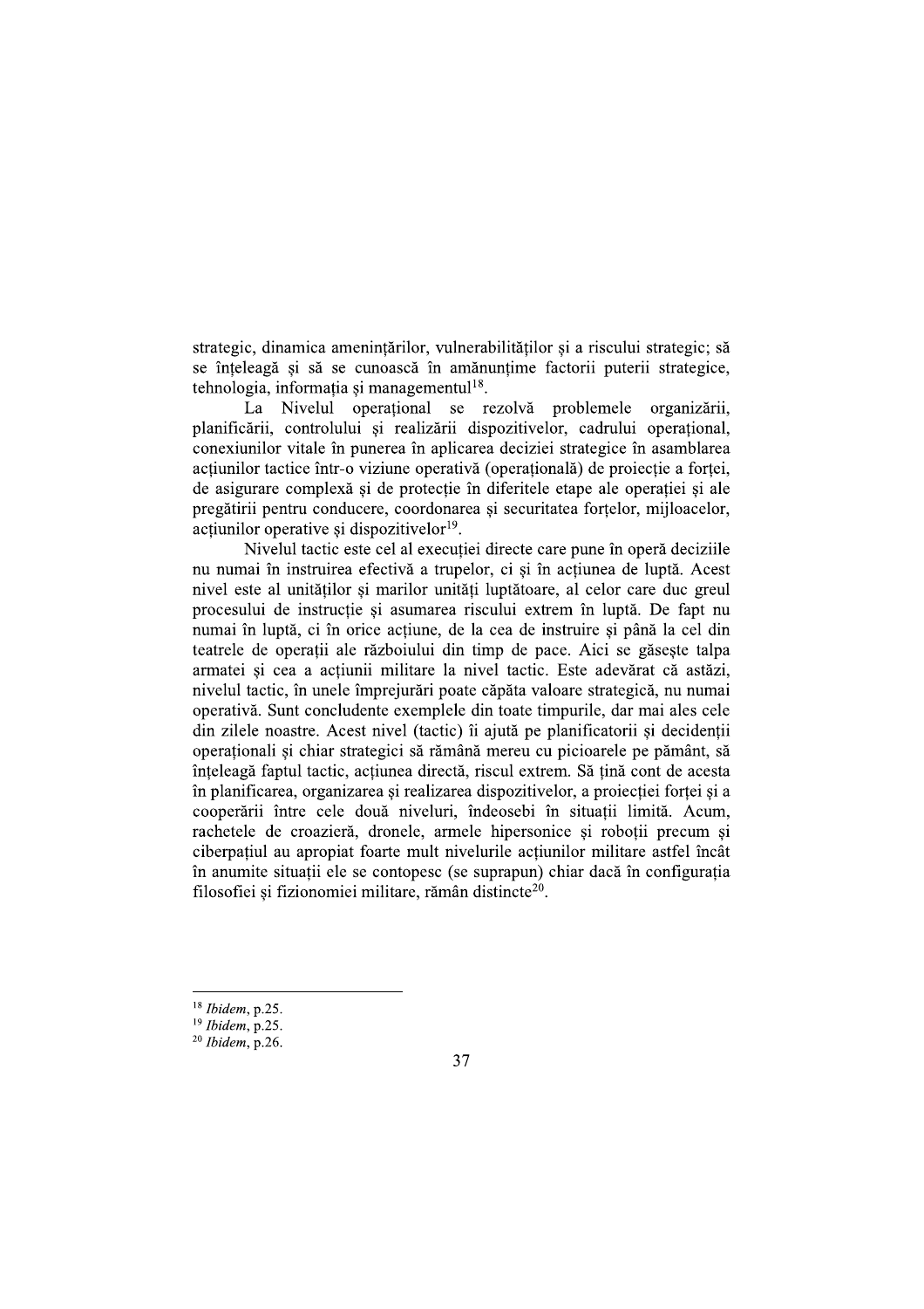strategic, dinamica amenințărilor, vulnerabilităților și a riscului strategic; să se înțeleagă și să se cunoască în amănunțime factorii puterii strategice, tehnologia, informația și managementul[18].

La Nivelul operațional se rezolvă problemele organizării, planificării, controlului și realizării dispozitivelor, cadrului operațional, conexiunilor vitale în punerea în aplicarea deciziei strategice în asamblarea acțiunilor tactice într-o viziune operativă (operațională) de proiecție a forței, de asigurare complexă și de protecție în diferitele etape ale operației și ale pregătirii pentru conducere, coordonarea și securitatea forțelor, mijloacelor, acțiunilor operative și dispozitivelor[19].

Nivelul tactic este cel al execuției directe care pune în operă deciziile nu numai în instruirea efectivă a trupelor, ci și în acțiunea de luptă. Acest nivel este al unităților și marilor unități luptătoare, al celor care duc greul procesului de instrucție și asumarea riscului extrem în luptă. De fapt nu numai în luptă, ci în orice acțiune, de la cea de instruire și până la cel din teatrele de operații ale războiului din timp de pace. Aici se găsește talpa armatei și cea a acțiunii militare la nivel tactic. Este adevărat că astăzi, nivelul tactic, în unele împrejurări poate căpăta valoare strategică, nu numai operativă. Sunt concludente exemplele din toate timpurile, dar mai ales cele din zilele noastre. Acest nivel (tactic) îi ajută pe planificatorii și decidenții operaționali și chiar strategici să rămână mereu cu picioarele pe pământ, să înțeleagă faptul tactic, acțiunea directă, riscul extrem. Să țină cont de acesta în planificarea, organizarea și realizarea dispozitivelor, a proiecției forței și a cooperării între cele două niveluri, îndeosebi în situații limită. Acum, rachetele de croazieră, dronele, armele hipersonice și roboții precum și ciberpațiul au apropiat foarte mult nivelurile acțiunilor militare astfel încât în anumite situații ele se contopesc (se suprapun) chiar dacă în configurația filosofiei și fizionomiei militare, rămân distincte[20].

---

[18] *Ibidem*, p.25.

[19] *Ibidem*, p.25.

[20] *Ibidem*, p.26.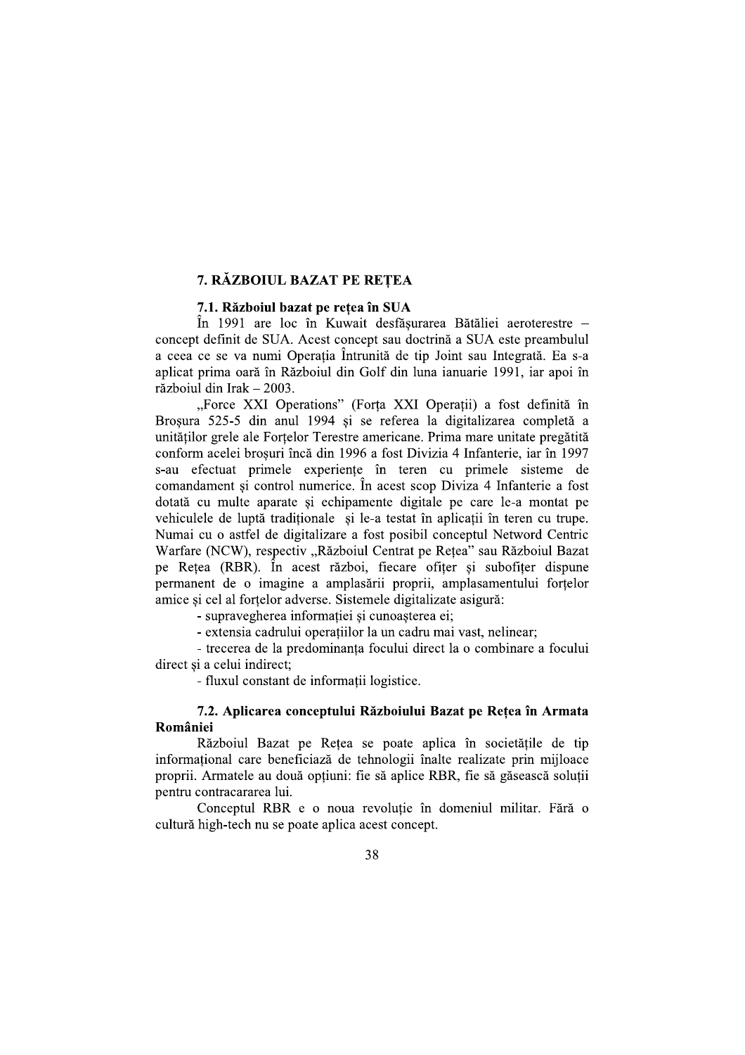# 7. RĂZBOIUL BAZAT PE REȚEA

## 7.1. Războiul bazat pe rețea în SUA

În 1991 are loc în Kuwait desfășurarea Bătăliei aeroterestre – concept definit de SUA. Acest concept sau doctrină a SUA este preambulul a ceea ce se va numi Operația Întrunită de tip Joint sau Integrată. Ea s-a aplicat prima oară în Războiul din Golf din luna ianuarie 1991, iar apoi în războiul din Irak – 2003.

„Force XXI Operations" (Forța XXI Operații) a fost definită în Broșura 525-5 din anul 1994 și se referea la digitalizarea completă a unităților grele ale Forțelor Terestre americane. Prima mare unitate pregătită conform acelei broșuri încă din 1996 a fost Divizia 4 Infanterie, iar în 1997 s-au efectuat primele experiențe în teren cu primele sisteme de comandament și control numerice. În acest scop Diviza 4 Infanterie a fost dotată cu multe aparate și echipamente digitale pe care le-a montat pe vehiculele de luptă tradiționale și le-a testat în aplicații în teren cu trupe. Numai cu o astfel de digitalizare a fost posibil conceptul Netword Centric Warfare (NCW), respectiv „Războiul Centrat pe Rețea" sau Războiul Bazat pe Rețea (RBR). În acest război, fiecare ofițer și subofițer dispune permanent de o imagine a amplasării proprii, amplasamentului forțelor amice și cel al forțelor adverse. Sistemele digitalizate asigură:

- supravegherea informației și cunoașterea ei;
- extensia cadrului operațiilor la un cadru mai vast, nelinear;
- trecerea de la predominanța focului direct la o combinare a focului direct și a celui indirect;
- fluxul constant de informații logistice.

## 7.2. Aplicarea conceptului Războiului Bazat pe Rețea în Armata României

Războiul Bazat pe Rețea se poate aplica în societățile de tip informațional care beneficiază de tehnologii înalte realizate prin mijloace proprii. Armatele au două opțiuni: fie să aplice RBR, fie să găsească soluții pentru contracararea lui.

Conceptul RBR e o noua revoluție în domeniul militar. Fără o cultură high-tech nu se poate aplica acest concept.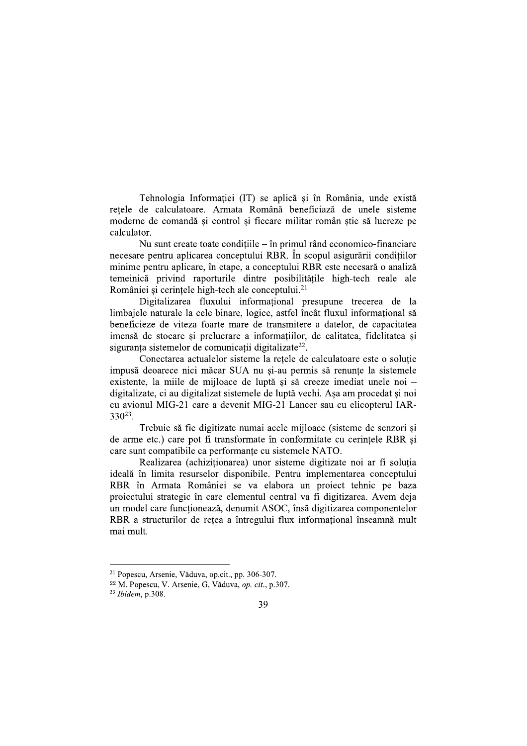Tehnologia Informației (IT) se aplică și în România, unde există rețele de calculatoare. Armata Română beneficiază de unele sisteme moderne de comandă și control și fiecare militar român știe să lucreze pe calculator.

Nu sunt create toate condițiile – în primul rând economico-financiare necesare pentru aplicarea conceptului RBR. În scopul asigurării condițiilor minime pentru aplicare, în etape, a conceptului RBR este necesară o analiză temeinică privind raporturile dintre posibilitățile high-tech reale ale României și cerințele high-tech ale conceptului.[21]

Digitalizarea fluxului informațional presupune trecerea de la limbajele naturale la cele binare, logice, astfel încât fluxul informațional să beneficieze de viteza foarte mare de transmitere a datelor, de capacitatea imensă de stocare și prelucrare a informațiilor, de calitatea, fidelitatea și siguranța sistemelor de comunicații digitalizate[22].

Conectarea actualelor sisteme la rețele de calculatoare este o soluție impusă deoarece nici măcar SUA nu și-au permis să renunțe la sistemele existente, la miile de mijloace de luptă și să creeze imediat unele noi – digitalizate, ci au digitalizat sistemele de luptă vechi. Așa am procedat și noi cu avionul MIG-21 care a devenit MIG-21 Lancer sau cu elicopterul IAR-330[23].

Trebuie să fie digitizate numai acele mijloace (sisteme de senzori și de arme etc.) care pot fi transformate în conformitate cu cerințele RBR și care sunt compatibile ca performanțe cu sistemele NATO.

Realizarea (achiziționarea) unor sisteme digitizate noi ar fi soluția ideală în limita resurselor disponibile. Pentru implementarea conceptului RBR în Armata României se va elabora un proiect tehnic pe baza proiectului strategic în care elementul central va fi digitizarea. Avem deja un model care funcționează, denumit ASOC, însă digitizarea componentelor RBR a structurilor de rețea a întregului flux informațional înseamnă mult mai mult.

---

[21] Popescu, Arsenie, Văduva, op.cit., pp. 306-307.

[22] M. Popescu, V. Arsenie, G, Văduva, *op. cit.*, p.307.

[23] *Ibidem*, p.308.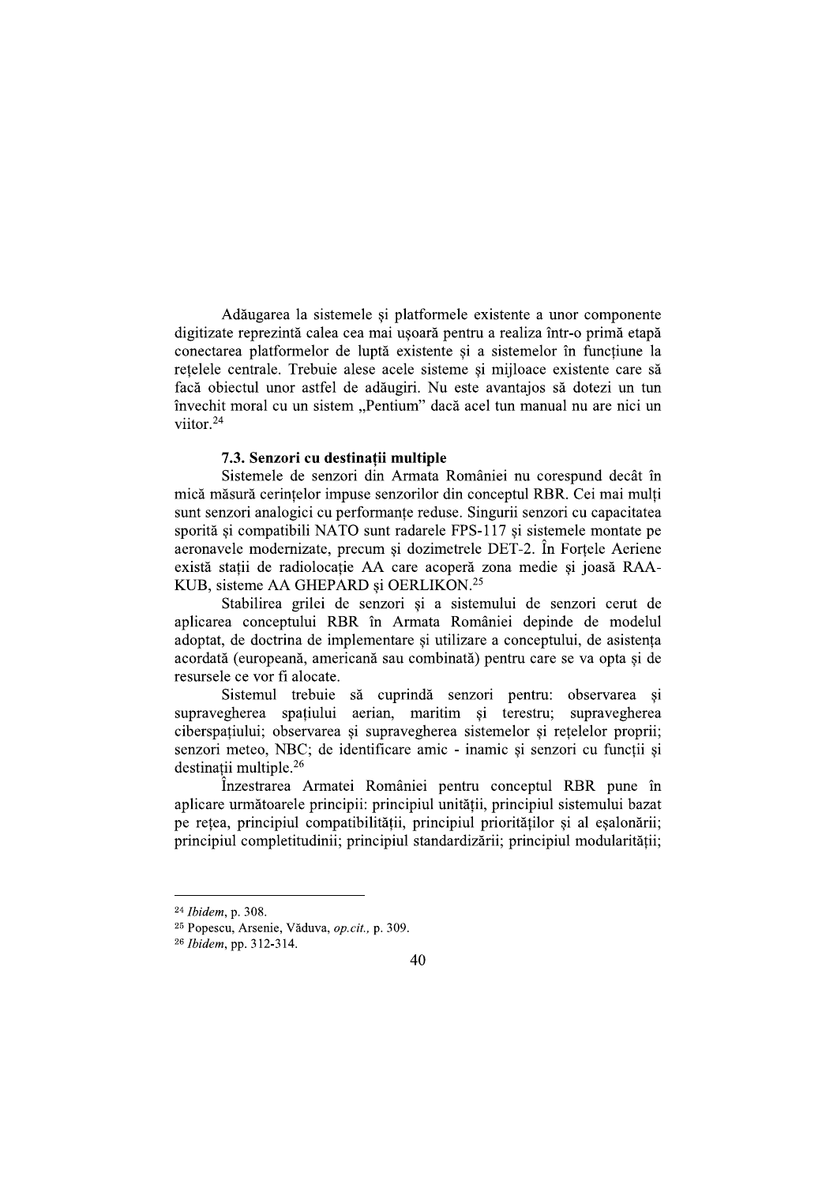Adăugarea la sistemele și platformele existente a unor componente digitizate reprezintă calea cea mai ușoară pentru a realiza într-o primă etapă conectarea platformelor de luptă existente și a sistemelor în funcțiune la rețelele centrale. Trebuie alese acele sisteme și mijloace existente care să facă obiectul unor astfel de adăugiri. Nu este avantajos să dotezi un tun învechit moral cu un sistem „Pentium" dacă acel tun manual nu are nici un viitor.[24]

### 7.3. Senzori cu destinații multiple

Sistemele de senzori din Armata României nu corespund decât în mică măsură cerințelor impuse senzorilor din conceptul RBR. Cei mai mulți sunt senzori analogici cu performanțe reduse. Singurii senzori cu capacitatea sporită și compatibili NATO sunt radarele FPS-117 și sistemele montate pe aeronavele modernizate, precum și dozimetrele DET-2. În Forțele Aeriene există stații de radiolocație AA care acoperă zona medie și joasă RAA-KUB, sisteme AA GHEPARD și OERLIKON.[25]

Stabilirea grilei de senzori și a sistemului de senzori cerut de aplicarea conceptului RBR în Armata României depinde de modelul adoptat, de doctrina de implementare și utilizare a conceptului, de asistența acordată (europeană, americană sau combinată) pentru care se va opta și de resursele ce vor fi alocate.

Sistemul trebuie să cuprindă senzori pentru: observarea și supravegherea spațiului aerian, maritim și terestru; supravegherea ciberspațiului; observarea și supravegherea sistemelor și rețelelor proprii; senzori meteo, NBC; de identificare amic - inamic și senzori cu funcții și destinații multiple.[26]

Înzestrarea Armatei României pentru conceptul RBR pune în aplicare următoarele principii: principiul unității, principiul sistemului bazat pe rețea, principiul compatibilității, principiul priorităților și al eșalonării; principiul completitudinii; principiul standardizării; principiul modularității;

---

[24] *Ibidem*, p. 308.

[25] Popescu, Arsenie, Văduva, *op.cit.,* p. 309.

[26] *Ibidem*, pp. 312-314.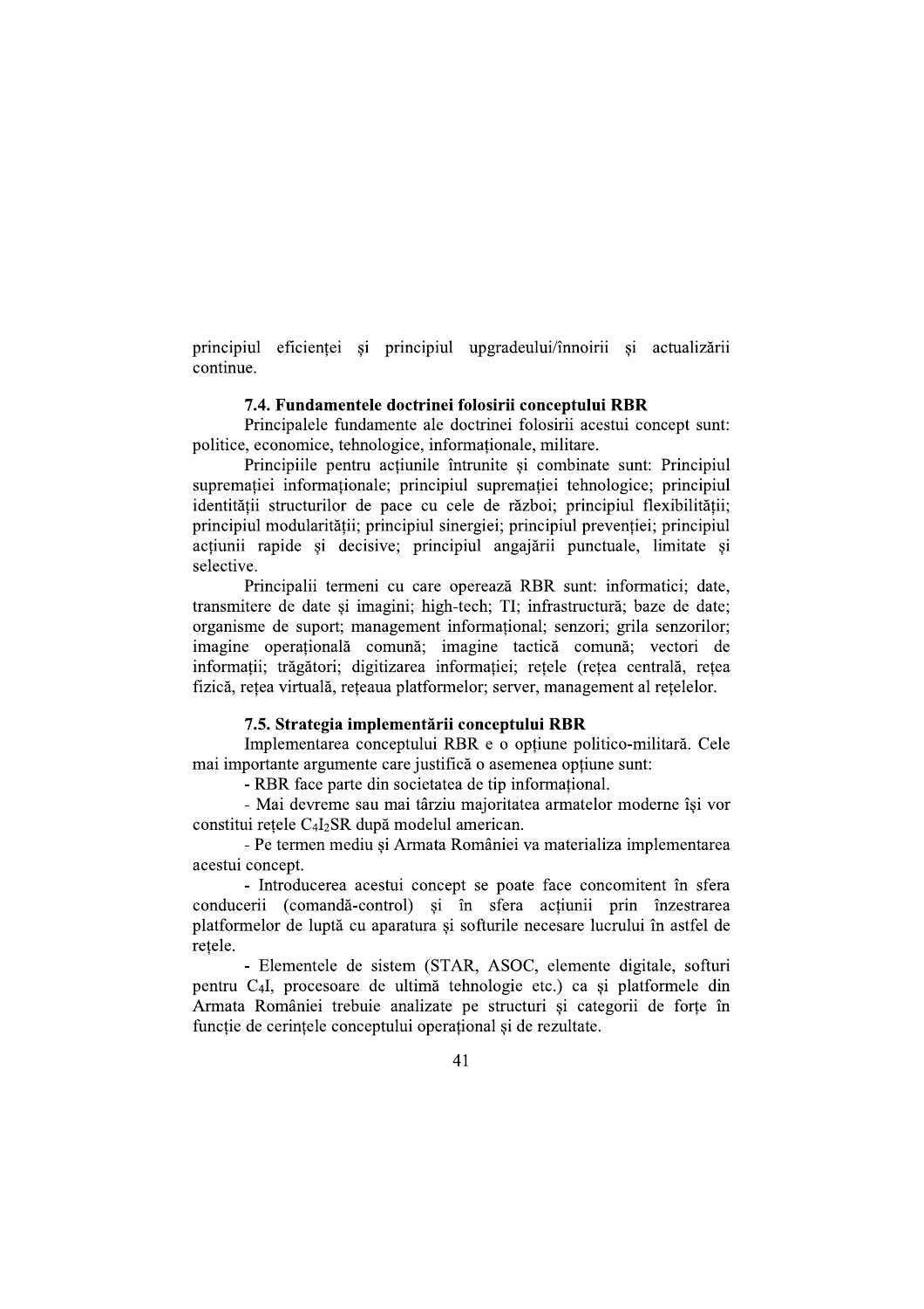principiul eficienței și principiul upgradeului/înnoirii și actualizării continue.

### 7.4. Fundamentele doctrinei folosirii conceptului RBR

Principalele fundamente ale doctrinei folosirii acestui concept sunt: politice, economice, tehnologice, informaționale, militare.

Principiile pentru acțiunile întrunite și combinate sunt: Principiul supremației informaționale; principiul supremației tehnologice; principiul identității structurilor de pace cu cele de război; principiul flexibilității; principiul modularității; principiul sinergiei; principiul prevenției; principiul acțiunii rapide și decisive; principiul angajării punctuale, limitate și selective.

Principalii termeni cu care operează RBR sunt: informatici; date, transmitere de date și imagini; high-tech; TI; infrastructură; baze de date; organisme de suport; management informațional; senzori; grila senzorilor; imagine operațională comună; imagine tactică comună; vectori de informații; trăgători; digitizarea informației; rețele (rețea centrală, rețea fizică, rețea virtuală, rețeaua platformelor; server, management al rețelelor.

### 7.5. Strategia implementării conceptului RBR

Implementarea conceptului RBR e o opțiune politico-militară. Cele mai importante argumente care justifică o asemenea opțiune sunt:

- RBR face parte din societatea de tip informațional.
- Mai devreme sau mai târziu majoritatea armatelor moderne își vor constitui rețele $C_4I_2SR$ după modelul american.
- Pe termen mediu și Armata României va materializa implementarea acestui concept.
- Introducerea acestui concept se poate face concomitent în sfera conducerii (comandă-control) și în sfera acțiunii prin înzestrarea platformelor de luptă cu aparatura și softurile necesare lucrului în astfel de rețele.
- Elementele de sistem (STAR, ASOC, elemente digitale, softuri pentru $C_4I$, procesoare de ultimă tehnologie etc.) ca și platformele din Armata României trebuie analizate pe structuri și categorii de forțe în funcție de cerințele conceptului operațional și de rezultate.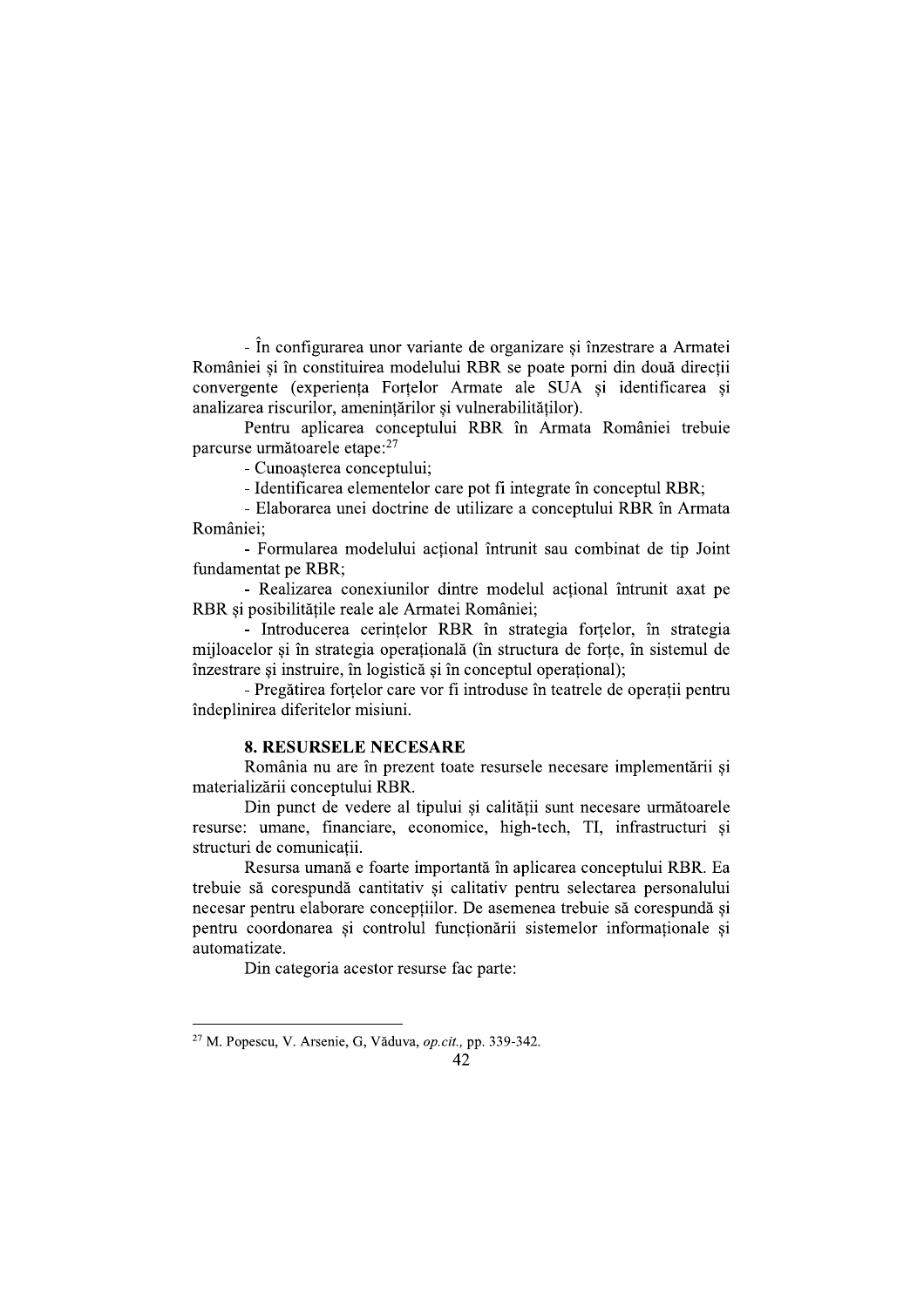- În configurarea unor variante de organizare și înzestrare a Armatei României și în constituirea modelului RBR se poate porni din două direcții convergente (experiența Forțelor Armate ale SUA și identificarea și analizarea riscurilor, amenințărilor și vulnerabilităților).

Pentru aplicarea conceptului RBR în Armata României trebuie parcurse următoarele etape:[27]

- Cunoașterea conceptului;
- Identificarea elementelor care pot fi integrate în conceptul RBR;
- Elaborarea unei doctrine de utilizare a conceptului RBR în Armata României;
- Formularea modelului acțional întrunit sau combinat de tip Joint fundamentat pe RBR;
- Realizarea conexiunilor dintre modelul acțional întrunit axat pe RBR și posibilitățile reale ale Armatei României;
- Introducerea cerințelor RBR în strategia forțelor, în strategia mijloacelor și în strategia operațională (în structura de forțe, în sistemul de înzestrare și instruire, în logistică și în conceptul operațional);
- Pregătirea forțelor care vor fi introduse în teatrele de operații pentru îndeplinirea diferitelor misiuni.

## 8. RESURSELE NECESARE

România nu are în prezent toate resursele necesare implementării și materializării conceptului RBR.

Din punct de vedere al tipului și calității sunt necesare următoarele resurse: umane, financiare, economice, high-tech, TI, infrastructuri și structuri de comunicații.

Resursa umană e foarte importantă în aplicarea conceptului RBR. Ea trebuie să corespundă cantitativ și calitativ pentru selectarea personalului necesar pentru elaborare concepțiilor. De asemenea trebuie să corespundă și pentru coordonarea și controlul funcționării sistemelor informaționale și automatizate.

Din categoria acestor resurse fac parte:

---

[27] M. Popescu, V. Arsenie, G, Văduva, *op.cit.,* pp. 339-342.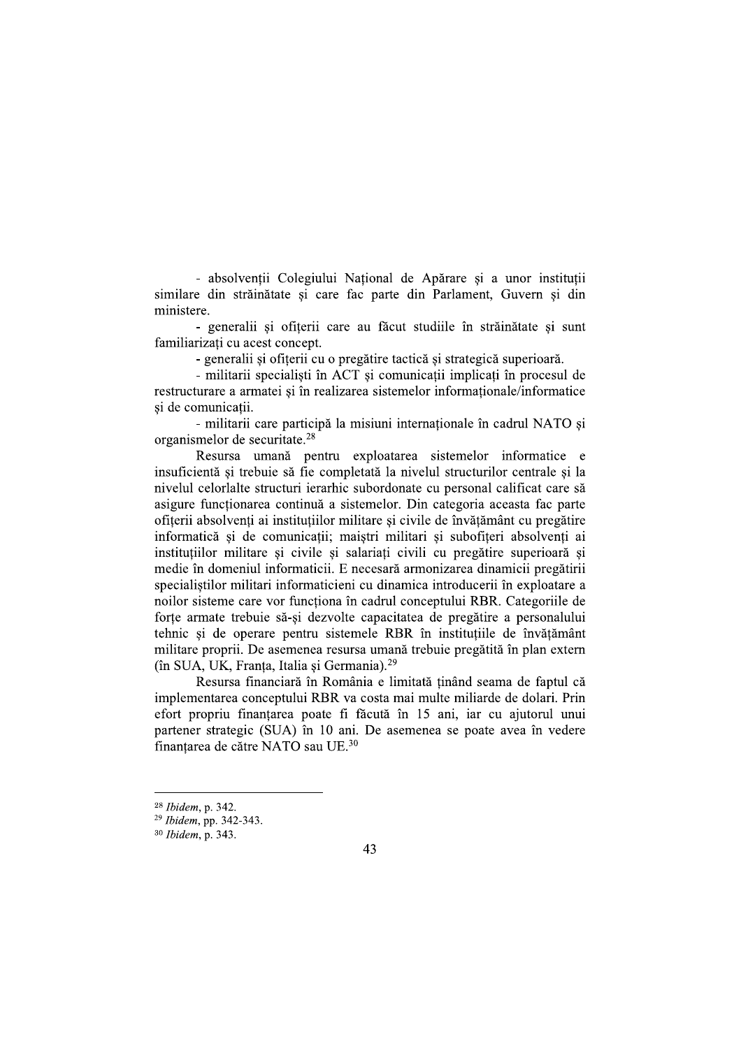- absolvenții Colegiului Național de Apărare și a unor instituții similare din străinătate și care fac parte din Parlament, Guvern și din ministere.

- generalii și ofițerii care au făcut studiile în străinătate și sunt familiarizați cu acest concept.

- generalii și ofițerii cu o pregătire tactică și strategică superioară.

- militarii specialiști în ACT și comunicații implicați în procesul de restructurare a armatei și în realizarea sistemelor informaționale/informatice și de comunicații.

- militarii care participă la misiuni internaționale în cadrul NATO și organismelor de securitate.[28]

Resursa umană pentru exploatarea sistemelor informatice e insuficientă și trebuie să fie completată la nivelul structurilor centrale și la nivelul celorlalte structuri ierarhic subordonate cu personal calificat care să asigure funcționarea continuă a sistemelor. Din categoria aceasta fac parte ofițerii absolvenți ai instituțiilor militare și civile de învățământ cu pregătire informatică și de comunicații; maiștri militari și subofițeri absolvenți ai instituțiilor militare și civile și salariați civili cu pregătire superioară și medie în domeniul informaticii. E necesară armonizarea dinamicii pregătirii specialiștilor militari informaticieni cu dinamica introducerii în exploatare a noilor sisteme care vor funcționa în cadrul conceptului RBR. Categoriile de forțe armate trebuie să-și dezvolte capacitatea de pregătire a personalului tehnic și de operare pentru sistemele RBR în instituțiile de învățământ militare proprii. De asemenea resursa umană trebuie pregătită în plan extern (în SUA, UK, Franța, Italia și Germania).[29]

Resursa financiară în România e limitată ținând seama de faptul că implementarea conceptului RBR va costa mai multe miliarde de dolari. Prin efort propriu finanțarea poate fi făcută în 15 ani, iar cu ajutorul unui partener strategic (SUA) în 10 ani. De asemenea se poate avea în vedere finanțarea de către NATO sau UE.[30]

---

[28] *Ibidem*, p. 342.

[29] *Ibidem*, pp. 342-343.

[30] *Ibidem*, p. 343.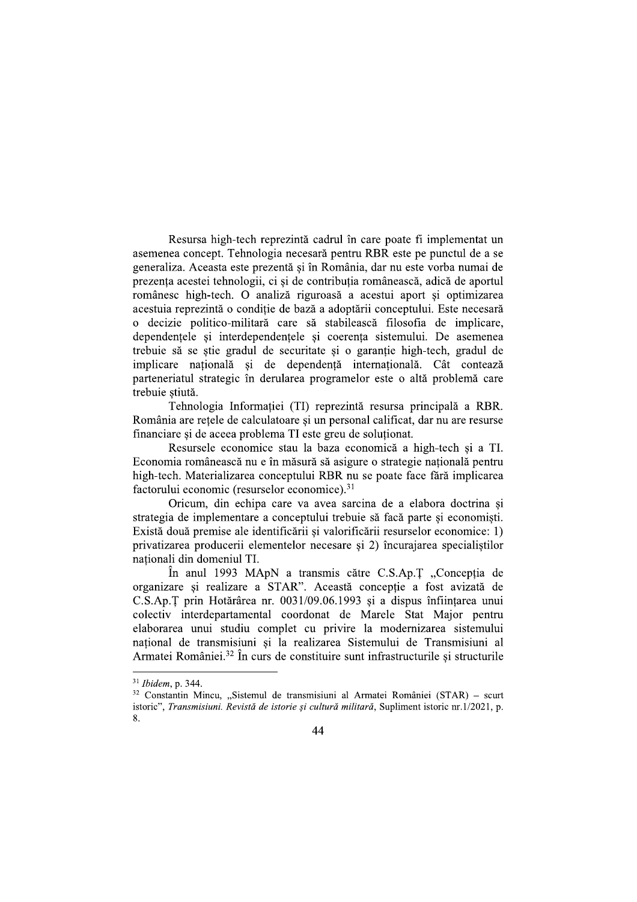Resursa high-tech reprezintă cadrul în care poate fi implementat un asemenea concept. Tehnologia necesară pentru RBR este pe punctul de a se generaliza. Aceasta este prezentă și în România, dar nu este vorba numai de prezența acestei tehnologii, ci și de contribuția românească, adică de aportul românesc high-tech. O analiză riguroasă a acestui aport și optimizarea acestuia reprezintă o condiție de bază a adoptării conceptului. Este necesară o decizie politico-militară care să stabilească filosofia de implicare, dependențele și interdependențele și coerența sistemului. De asemenea trebuie să se știe gradul de securitate și o garanție high-tech, gradul de implicare națională și de dependență internațională. Cât contează parteneriatul strategic în derularea programelor este o altă problemă care trebuie știută.

Tehnologia Informației (TI) reprezintă resursa principală a RBR. România are rețele de calculatoare și un personal calificat, dar nu are resurse financiare și de aceea problema TI este greu de soluționat.

Resursele economice stau la baza economică a high-tech și a TI. Economia românească nu e în măsură să asigure o strategie națională pentru high-tech. Materializarea conceptului RBR nu se poate face fără implicarea factorului economic (resurselor economice).[31]

Oricum, din echipa care va avea sarcina de a elabora doctrina și strategia de implementare a conceptului trebuie să facă parte și economiști. Există două premise ale identificării și valorificării resurselor economice: 1) privatizarea producerii elementelor necesare și 2) încurajarea specialiștilor naționali din domeniul TI.

În anul 1993 MApN a transmis către C.S.Ap.Ț „Concepția de organizare și realizare a STAR". Această concepție a fost avizată de C.S.Ap.Ț prin Hotărârea nr. 0031/09.06.1993 și a dispus înființarea unui colectiv interdepartamental coordonat de Marele Stat Major pentru elaborarea unui studiu complet cu privire la modernizarea sistemului național de transmisiuni și la realizarea Sistemului de Transmisiuni al Armatei României.[32] În curs de constituire sunt infrastructurile și structurile

---

[31] *Ibidem*, p. 344.

[32] Constantin Mincu, „Sistemul de transmisiuni al Armatei României (STAR) – scurt istoric", *Transmisiuni. Revistă de istorie și cultură militară*, Supliment istoric nr.1/2021, p. 8.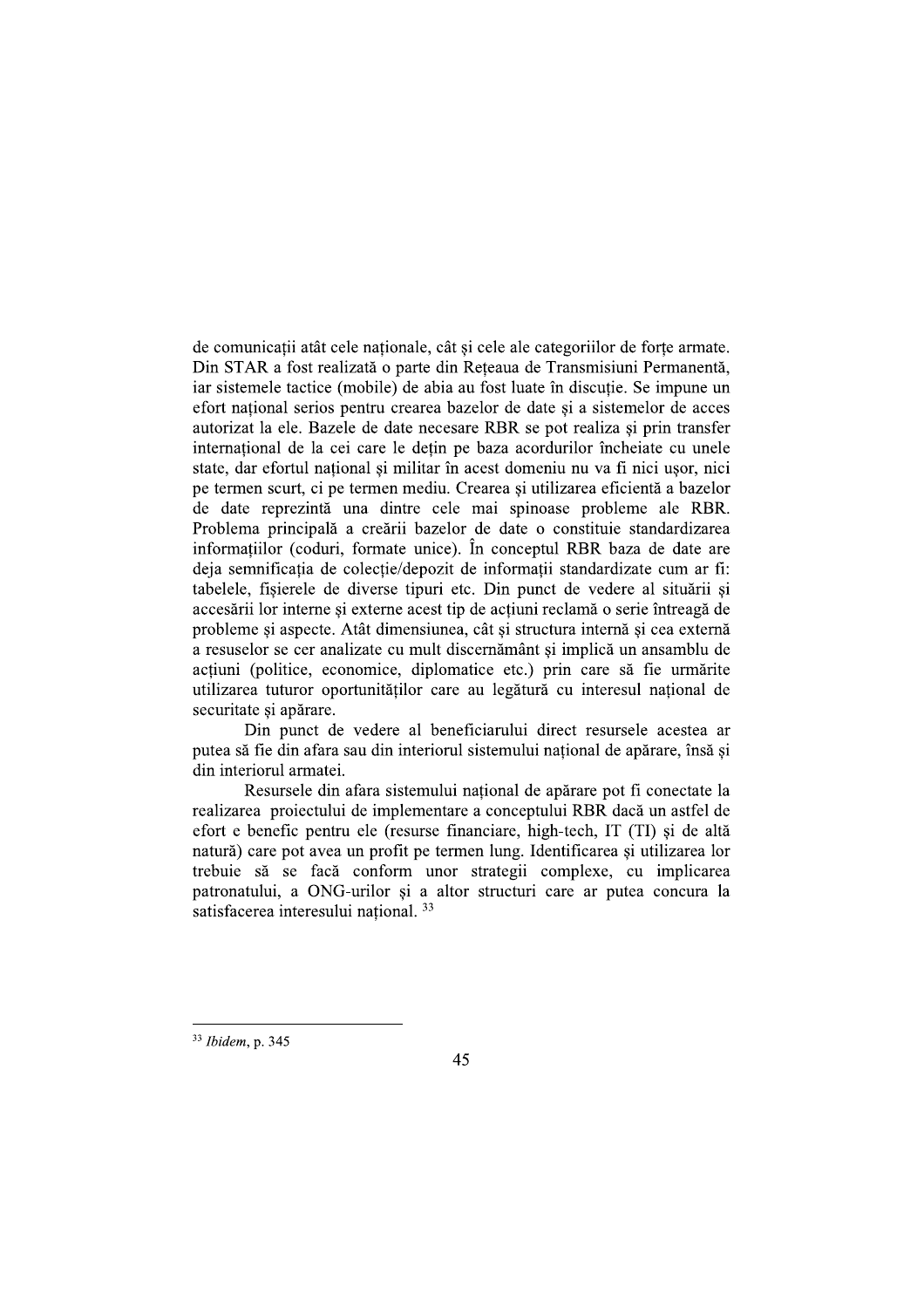de comunicații atât cele naționale, cât și cele ale categoriilor de forțe armate. Din STAR a fost realizată o parte din Rețeaua de Transmisiuni Permanentă, iar sistemele tactice (mobile) de abia au fost luate în discuție. Se impune un efort național serios pentru crearea bazelor de date și a sistemelor de acces autorizat la ele. Bazele de date necesare RBR se pot realiza și prin transfer internațional de la cei care le dețin pe baza acordurilor încheiate cu unele state, dar efortul național și militar în acest domeniu nu va fi nici ușor, nici pe termen scurt, ci pe termen mediu. Crearea și utilizarea eficientă a bazelor de date reprezintă una dintre cele mai spinoase probleme ale RBR. Problema principală a creării bazelor de date o constituie standardizarea informațiilor (coduri, formate unice). În conceptul RBR baza de date are deja semnificația de colecție/depozit de informații standardizate cum ar fi: tabelele, fișierele de diverse tipuri etc. Din punct de vedere al situării și accesării lor interne și externe acest tip de acțiuni reclamă o serie întreagă de probleme și aspecte. Atât dimensiunea, cât și structura internă și cea externă a resuselor se cer analizate cu mult discernământ și implică un ansamblu de acțiuni (politice, economice, diplomatice etc.) prin care să fie urmărite utilizarea tuturor oportunităților care au legătură cu interesul național de securitate și apărare.

Din punct de vedere al beneficiarului direct resursele acestea ar putea să fie din afara sau din interiorul sistemului național de apărare, însă și din interiorul armatei.

Resursele din afara sistemului național de apărare pot fi conectate la realizarea proiectului de implementare a conceptului RBR dacă un astfel de efort e benefic pentru ele (resurse financiare, high-tech, IT (TI) și de altă natură) care pot avea un profit pe termen lung. Identificarea și utilizarea lor trebuie să se facă conform unor strategii complexe, cu implicarea patronatului, a ONG-urilor și a altor structuri care ar putea concura la satisfacerea interesului național. [33]

---

[33] *Ibidem*, p. 345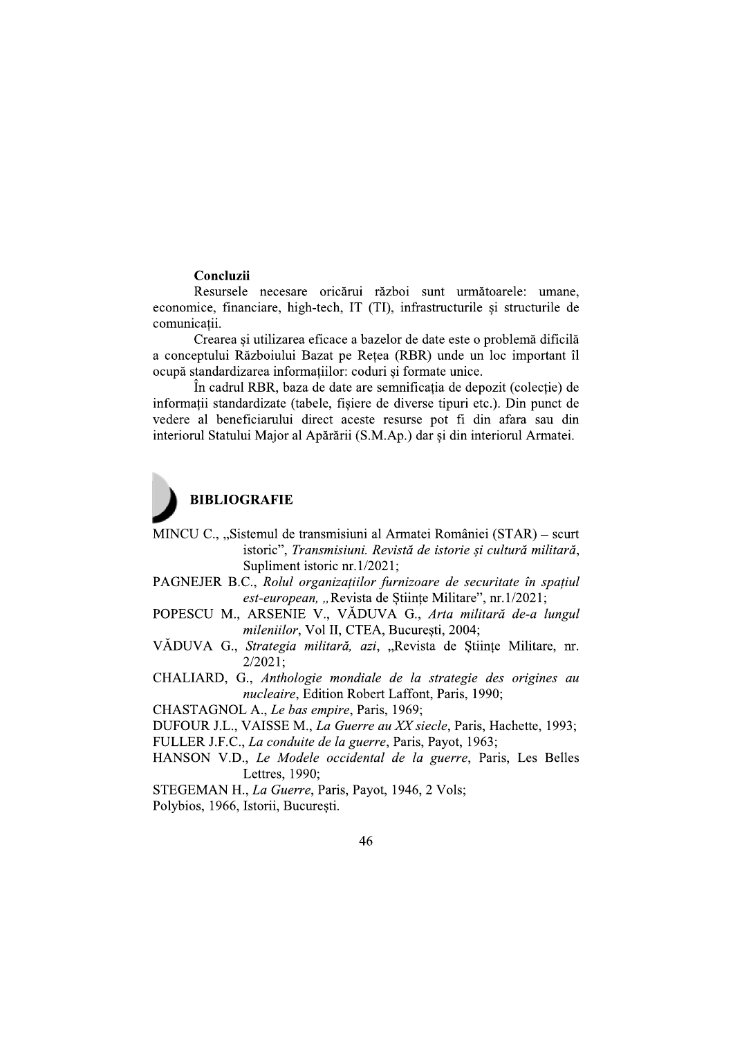**Concluzii**

Resursele necesare oricărui război sunt următoarele: umane, economice, financiare, high-tech, IT (TI), infrastructurile și structurile de comunicații.

Crearea și utilizarea eficace a bazelor de date este o problemă dificilă a conceptului Războiului Bazat pe Rețea (RBR) unde un loc important îl ocupă standardizarea informațiilor: coduri și formate unice.

În cadrul RBR, baza de date are semnificația de depozit (colecție) de informații standardizate (tabele, fișiere de diverse tipuri etc.). Din punct de vedere al beneficiarului direct aceste resurse pot fi din afara sau din interiorul Statului Major al Apărării (S.M.Ap.) dar și din interiorul Armatei.

## BIBLIOGRAFIE

MINCU C., „Sistemul de transmisiuni al Armatei României (STAR) – scurt istoric", *Transmisiuni. Revistă de istorie și cultură militară*, Supliment istoric nr.1/2021;

PAGNEJER B.C., *Rolul organizațiilor furnizoare de securitate în spațiul est-european*, „Revista de Științe Militare", nr.1/2021;

POPESCU M., ARSENIE V., VĂDUVA G., *Arta militară de-a lungul mileniilor*, Vol II, CTEA, București, 2004;

VĂDUVA G., *Strategia militară, azi*, „Revista de Științe Militare, nr. 2/2021;

CHALIARD, G., *Anthologie mondiale de la strategie des origines au nucleaire*, Edition Robert Laffont, Paris, 1990;

CHASTAGNOL A., *Le bas empire*, Paris, 1969;

DUFOUR J.L., VAISSE M., *La Guerre au XX siecle*, Paris, Hachette, 1993;

FULLER J.F.C., *La conduite de la guerre*, Paris, Payot, 1963;

HANSON V.D., *Le Modele occidental de la guerre*, Paris, Les Belles Lettres, 1990;

STEGEMAN H., *La Guerre*, Paris, Payot, 1946, 2 Vols;

Polybios, 1966, Istorii, București.